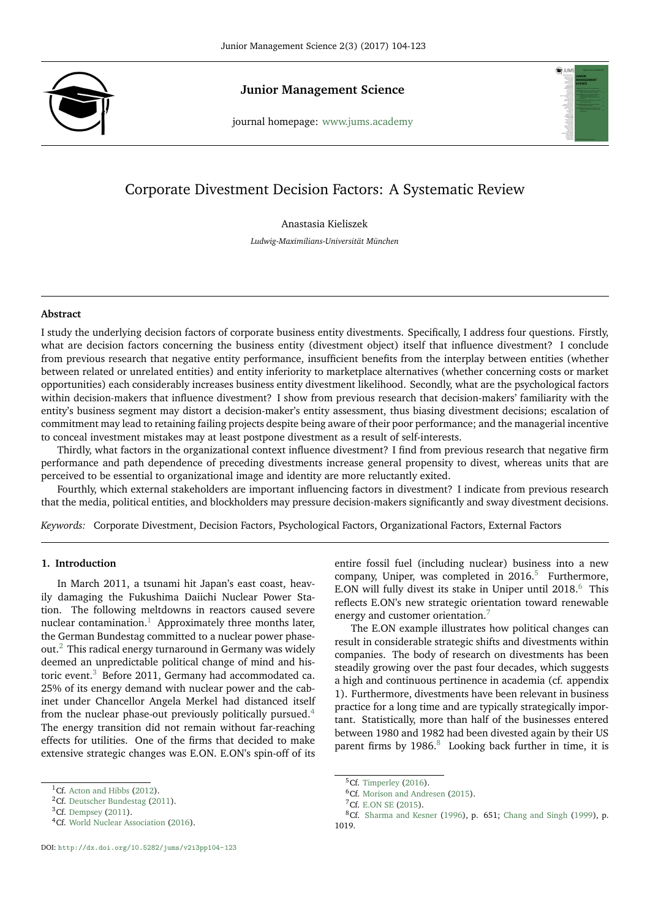Junior Management Science

journal homepage: www.jums.academy

# Corporate Divestment Decision Factors: A Systematic Review

Anastasia Kieliszek

*Ludwig-Maximilians-Universität München*

## Abstract

I study the underlying decision factors of corporate business entity divestments. Specifically, I address four questions. Firstly, what are decision factors concerning the business entity (divestment object) itself that influence divestment? I conclude from previous research that negative entity performance, insufficient benefits from the interplay between entities (whether between related or unrelated entities) and entity inferiority to marketplace alternatives (whether concerning costs or market opportunities) each considerably increases business entity divestment likelihood. Secondly, what are the psychological factors within decision-makers that influence divestment? I show from previous research that decision-makers' familiarity with the entity's business segment may distort a decision-maker's entity assessment, thus biasing divestment decisions; escalation of commitment may lead to retaining failing projects despite being aware of their poor performance; and the managerial incentive to conceal investment mistakes may at least postpone divestment as a result of self-interests.

Thirdly, what factors in the organizational context influence divestment? I find from previous research that negative firm performance and path dependence of preceding divestments increase general propensity to divest, whereas units that are perceived to be essential to organizational image and identity are more reluctantly exited.

Fourthly, which external stakeholders are important influencing factors in divestment? I indicate from previous research that the media, political entities, and blockholders may pressure decision-makers significantly and sway divestment decisions.

*Keywords:* Corporate Divestment, Decision Factors, Psychological Factors, Organizational Factors, External Factors

## 1. Introduction

In March 2011, a tsunami hit Japan's east coast, heavily damaging the Fukushima Daiichi Nuclear Power Station. The following meltdowns in reactors caused severe nuclear contamination.[1] Approximately three months later, the German Bundestag committed to a nuclear power phase-out.[2] This radical energy turnaround in Germany was widely deemed an unpredictable political change of mind and historic event.[3] Before 2011, Germany had accommodated ca. 25% of its energy demand with nuclear power and the cabinet under Chancellor Angela Merkel had distanced itself from the nuclear phase-out previously politically pursued.[4] The energy transition did not remain without far-reaching effects for utilities. One of the firms that decided to make extensive strategic changes was E.ON. E.ON's spin-off of its entire fossil fuel (including nuclear) business into a new company, Uniper, was completed in 2016.[5] Furthermore, E.ON will fully divest its stake in Uniper until 2018.[6] This reflects E.ON's new strategic orientation toward renewable energy and customer orientation.[7]

The E.ON example illustrates how political changes can result in considerable strategic shifts and divestments within companies. The body of research on divestments has been steadily growing over the past four decades, which suggests a high and continuous pertinence in academia (cf. appendix 1). Furthermore, divestments have been relevant in business practice for a long time and are typically strategically important. Statistically, more than half of the businesses entered between 1980 and 1982 had been divested again by their US parent firms by 1986.[8] Looking back further in time, it is

[1] Cf. Acton and Hibbs (2012).

[2] Cf. Deutscher Bundestag (2011).

[3] Cf. Dempsey (2011).

[4] Cf. World Nuclear Association (2016).

[5] Cf. Timperley (2016).

[6] Cf. Morison and Andresen (2015).

[7] Cf. E.ON SE (2015).

[8] Cf. Sharma and Kesner (1996), p. 651; Chang and Singh (1999), p. 1019.

DOI: http://dx.doi.org/10.5282/jums/v2i3pp104-123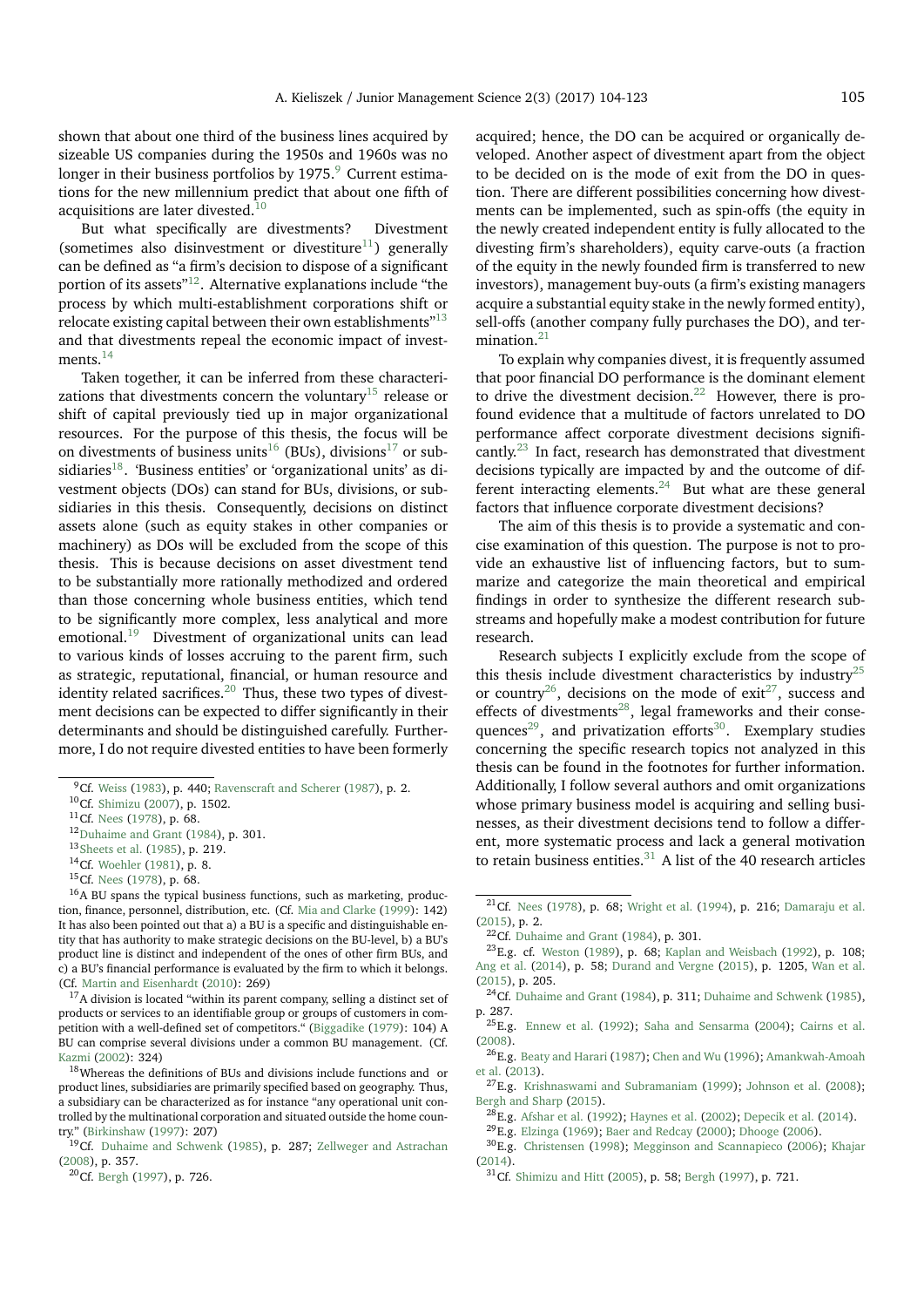shown that about one third of the business lines acquired by sizeable US companies during the 1950s and 1960s was no longer in their business portfolios by 1975.[9] Current estimations for the new millennium predict that about one fifth of acquisitions are later divested.[10]

But what specifically are divestments? Divestment (sometimes also disinvestment or divestiture[11]) generally can be defined as "a firm's decision to dispose of a significant portion of its assets"[12]. Alternative explanations include "the process by which multi-establishment corporations shift or relocate existing capital between their own establishments"[13] and that divestments repeal the economic impact of investments.[14]

Taken together, it can be inferred from these characterizations that divestments concern the voluntary[15] release or shift of capital previously tied up in major organizational resources. For the purpose of this thesis, the focus will be on divestments of business units[16] (BUs), divisions[17] or subsidiaries[18]. 'Business entities' or 'organizational units' as divestment objects (DOs) can stand for BUs, divisions, or subsidiaries in this thesis. Consequently, decisions on distinct assets alone (such as equity stakes in other companies or machinery) as DOs will be excluded from the scope of this thesis. This is because decisions on asset divestment tend to be substantially more rationally methodized and ordered than those concerning whole business entities, which tend to be significantly more complex, less analytical and more emotional.[19] Divestment of organizational units can lead to various kinds of losses accruing to the parent firm, such as strategic, reputational, financial, or human resource and identity related sacrifices.[20] Thus, these two types of divestment decisions can be expected to differ significantly in their determinants and should be distinguished carefully. Furthermore, I do not require divested entities to have been formerly acquired; hence, the DO can be acquired or organically developed. Another aspect of divestment apart from the object to be decided on is the mode of exit from the DO in question. There are different possibilities concerning how divestments can be implemented, such as spin-offs (the equity in the newly created independent entity is fully allocated to the divesting firm's shareholders), equity carve-outs (a fraction of the equity in the newly founded firm is transferred to new investors), management buy-outs (a firm's existing managers acquire a substantial equity stake in the newly formed entity), sell-offs (another company fully purchases the DO), and termination.[21]

To explain why companies divest, it is frequently assumed that poor financial DO performance is the dominant element to drive the divestment decision.[22] However, there is profound evidence that a multitude of factors unrelated to DO performance affect corporate divestment decisions significantly.[23] In fact, research has demonstrated that divestment decisions typically are impacted by and the outcome of different interacting elements.[24] But what are these general factors that influence corporate divestment decisions?

The aim of this thesis is to provide a systematic and concise examination of this question. The purpose is not to provide an exhaustive list of influencing factors, but to summarize and categorize the main theoretical and empirical findings in order to synthesize the different research substreams and hopefully make a modest contribution for future research.

Research subjects I explicitly exclude from the scope of this thesis include divestment characteristics by industry[25] or country[26], decisions on the mode of exit[27], success and effects of divestments[28], legal frameworks and their consequences[29], and privatization efforts[30]. Exemplary studies concerning the specific research topics not analyzed in this thesis can be found in the footnotes for further information. Additionally, I follow several authors and omit organizations whose primary business model is acquiring and selling businesses, as their divestment decisions tend to follow a different, more systematic process and lack a general motivation to retain business entities.[31] A list of the 40 research articles

---

[9] Cf. Weiss (1983), p. 440; Ravenscraft and Scherer (1987), p. 2.

[10] Cf. Shimizu (2007), p. 1502.

[11] Cf. Nees (1978), p. 68.

[12] Duhaime and Grant (1984), p. 301.

[13] Sheets et al. (1985), p. 219.

[14] Cf. Woehler (1981), p. 8.

[15] Cf. Nees (1978), p. 68.

[16] A BU spans the typical business functions, such as marketing, production, finance, personnel, distribution, etc. (Cf. Mia and Clarke (1999): 142) It has also been pointed out that a) a BU is a specific and distinguishable entity that has authority to make strategic decisions on the BU-level, b) a BU's product line is distinct and independent of the ones of other firm BUs, and c) a BU's financial performance is evaluated by the firm to which it belongs. (Cf. Martin and Eisenhardt (2010): 269)

[17] A division is located "within its parent company, selling a distinct set of products or services to an identifiable group or groups of customers in competition with a well-defined set of competitors." (Biggadike (1979): 104) A BU can comprise several divisions under a common BU management. (Cf. Kazmi (2002): 324)

[18] Whereas the definitions of BUs and divisions include functions and or product lines, subsidiaries are primarily specified based on geography. Thus, a subsidiary can be characterized as for instance "any operational unit controlled by the multinational corporation and situated outside the home country." (Birkinshaw (1997): 207)

[19] Cf. Duhaime and Schwenk (1985), p. 287; Zellweger and Astrachan (2008), p. 357.

[20] Cf. Bergh (1997), p. 726.

[21] Cf. Nees (1978), p. 68; Wright et al. (1994), p. 216; Damaraju et al. (2015), p. 2.

[22] Cf. Duhaime and Grant (1984), p. 301.

[23] E.g. cf. Weston (1989), p. 68; Kaplan and Weisbach (1992), p. 108; Ang et al. (2014), p. 58; Durand and Vergne (2015), p. 1205, Wan et al. (2015), p. 205.

[24] Cf. Duhaime and Grant (1984), p. 311; Duhaime and Schwenk (1985), p. 287.

[25] E.g. Ennew et al. (1992); Saha and Sensarma (2004); Cairns et al. (2008).

[26] E.g. Beaty and Harari (1987); Chen and Wu (1996); Amankwah-Amoah et al. (2013).

[27] E.g. Krishnaswami and Subramaniam (1999); Johnson et al. (2008); Bergh and Sharp (2015).

[28] E.g. Afshar et al. (1992); Haynes et al. (2002); Depecik et al. (2014).

[29] E.g. Elzinga (1969); Baer and Redcay (2000); Dhooge (2006).

[30] E.g. Christensen (1998); Megginson and Scannapieco (2006); Khajar (2014).

[31] Cf. Shimizu and Hitt (2005), p. 58; Bergh (1997), p. 721.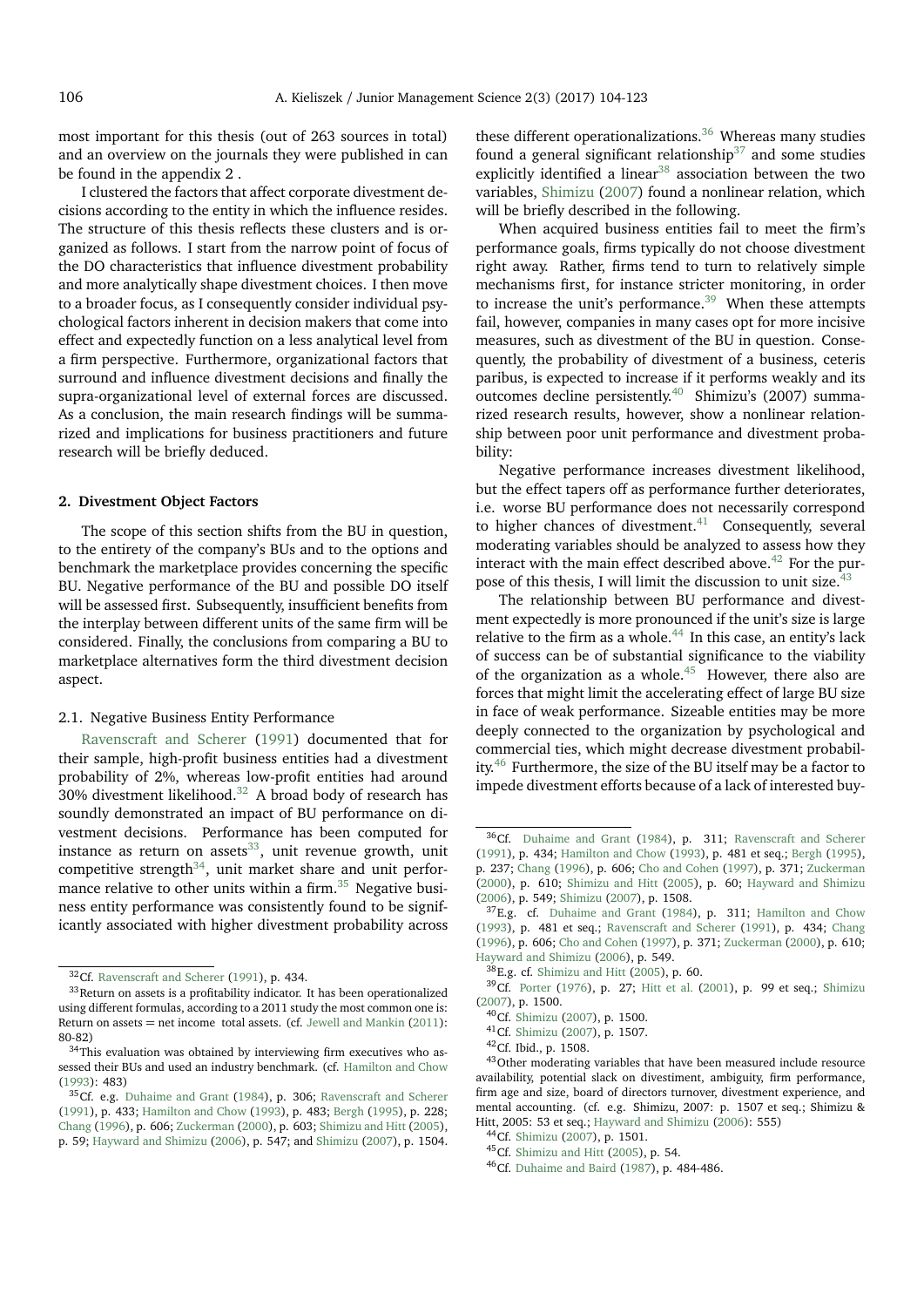most important for this thesis (out of 263 sources in total) and an overview on the journals they were published in can be found in the appendix 2 .

I clustered the factors that affect corporate divestment decisions according to the entity in which the influence resides. The structure of this thesis reflects these clusters and is organized as follows. I start from the narrow point of focus of the DO characteristics that influence divestment probability and more analytically shape divestment choices. I then move to a broader focus, as I consequently consider individual psychological factors inherent in decision makers that come into effect and expectedly function on a less analytical level from a firm perspective. Furthermore, organizational factors that surround and influence divestment decisions and finally the supra-organizational level of external forces are discussed. As a conclusion, the main research findings will be summarized and implications for business practitioners and future research will be briefly deduced.

## 2. Divestment Object Factors

The scope of this section shifts from the BU in question, to the entirety of the company's BUs and to the options and benchmark the marketplace provides concerning the specific BU. Negative performance of the BU and possible DO itself will be assessed first. Subsequently, insufficient benefits from the interplay between different units of the same firm will be considered. Finally, the conclusions from comparing a BU to marketplace alternatives form the third divestment decision aspect.

### 2.1. Negative Business Entity Performance

Ravenscraft and Scherer (1991) documented that for their sample, high-profit business entities had a divestment probability of 2%, whereas low-profit entities had around 30% divestment likelihood.[32] A broad body of research has soundly demonstrated an impact of BU performance on divestment decisions. Performance has been computed for instance as return on assets[33], unit revenue growth, unit competitive strength[34], unit market share and unit performance relative to other units within a firm.[35] Negative business entity performance was consistently found to be significantly associated with higher divestment probability across these different operationalizations.[36] Whereas many studies found a general significant relationship[37] and some studies explicitly identified a linear[38] association between the two variables, Shimizu (2007) found a nonlinear relation, which will be briefly described in the following.

When acquired business entities fail to meet the firm's performance goals, firms typically do not choose divestment right away. Rather, firms tend to turn to relatively simple mechanisms first, for instance stricter monitoring, in order to increase the unit's performance.[39] When these attempts fail, however, companies in many cases opt for more incisive measures, such as divestment of the BU in question. Consequently, the probability of divestment of a business, ceteris paribus, is expected to increase if it performs weakly and its outcomes decline persistently.[40] Shimizu's (2007) summarized research results, however, show a nonlinear relationship between poor unit performance and divestment probability:

Negative performance increases divestment likelihood, but the effect tapers off as performance further deteriorates, i.e. worse BU performance does not necessarily correspond to higher chances of divestment.[41] Consequently, several moderating variables should be analyzed to assess how they interact with the main effect described above.[42] For the purpose of this thesis, I will limit the discussion to unit size.[43]

The relationship between BU performance and divestment expectedly is more pronounced if the unit's size is large relative to the firm as a whole.[44] In this case, an entity's lack of success can be of significant substance to the viability of the organization as a whole.[45] However, there also are forces that might limit the accelerating effect of large BU size in face of weak performance. Sizeable entities may be more deeply connected to the organization by psychological and commercial ties, which might decrease divestment probability.[46] Furthermore, the size of the BU itself may be a factor to impede divestment efforts because of a lack of interested buy-

---

[32] Cf. Ravenscraft and Scherer (1991), p. 434.

[33] Return on assets is a profitability indicator. It has been operationalized using different formulas, according to a 2011 study the most common one is: Return on assets = net income total assets. (cf. Jewell and Mankin (2011): 80-82)

[34] This evaluation was obtained by interviewing firm executives who assessed their BUs and used an industry benchmark. (cf. Hamilton and Chow (1993): 483)

[35] Cf. e.g. Duhaime and Grant (1984), p. 306; Ravenscraft and Scherer (1991), p. 433; Hamilton and Chow (1993), p. 483; Bergh (1995), p. 228; Chang (1996), p. 606; Zuckerman (2000), p. 603; Shimizu and Hitt (2005), p. 59; Hayward and Shimizu (2006), p. 547; and Shimizu (2007), p. 1504.

[36] Cf. Duhaime and Grant (1984), p. 311; Ravenscraft and Scherer (1991), p. 434; Hamilton and Chow (1993), p. 481 et seq.; Bergh (1995), p. 237; Chang (1996), p. 606; Cho and Cohen (1997), p. 371; Zuckerman (2000), p. 610; Shimizu and Hitt (2005), p. 60; Hayward and Shimizu (2006), p. 549; Shimizu (2007), p. 1508.

[37] E.g. cf. Duhaime and Grant (1984), p. 311; Hamilton and Chow (1993), p. 481 et seq.; Ravenscraft and Scherer (1991), p. 434; Chang (1996), p. 606; Cho and Cohen (1997), p. 371; Zuckerman (2000), p. 610; Hayward and Shimizu (2006), p. 549.

[38] E.g. cf. Shimizu and Hitt (2005), p. 60.

[39] Cf. Porter (1976), p. 27; Hitt et al. (2001), p. 99 et seq.; Shimizu (2007), p. 1500.

[40] Cf. Shimizu (2007), p. 1500.

[41] Cf. Shimizu (2007), p. 1507.

[42] Cf. Ibid., p. 1508.

[43] Other moderating variables that have been measured include resource availability, potential slack on divestment, ambiguity, firm performance, firm age and size, board of directors turnover, divestment experience, and mental accounting. (cf. e.g. Shimizu, 2007: p. 1507 et seq.; Shimizu & Hitt, 2005: 53 et seq.; Hayward and Shimizu (2006): 555)

[44] Cf. Shimizu (2007), p. 1501.

[45] Cf. Shimizu and Hitt (2005), p. 54.

[46] Cf. Duhaime and Baird (1987), p. 484-486.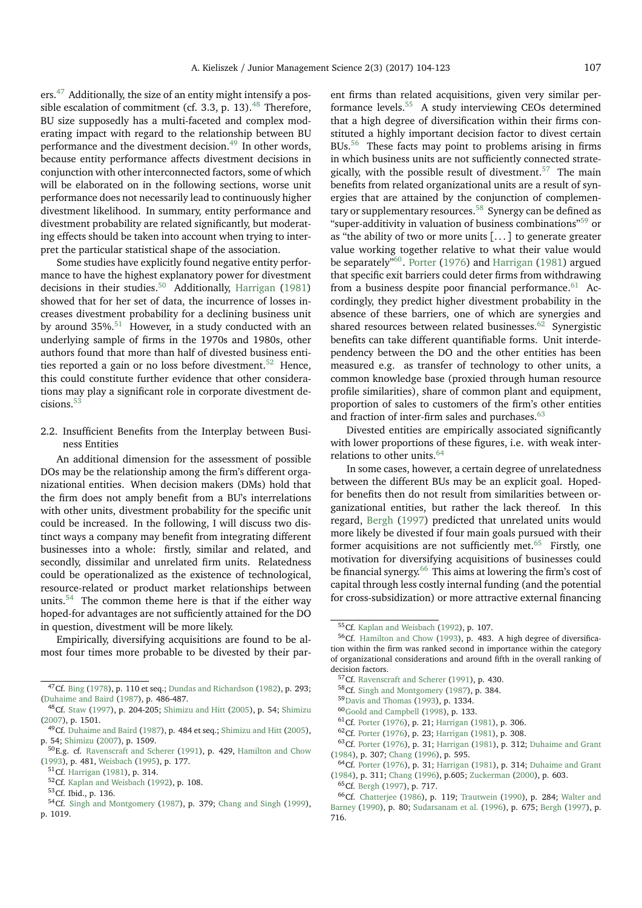ers.[47] Additionally, the size of an entity might intensify a possible escalation of commitment (cf. 3.3, p. 13).[48] Therefore, BU size supposedly has a multi-faceted and complex moderating impact with regard to the relationship between BU performance and the divestment decision.[49] In other words, because entity performance affects divestment decisions in conjunction with other interconnected factors, some of which will be elaborated on in the following sections, worse unit performance does not necessarily lead to continuously higher divestment likelihood. In summary, entity performance and divestment probability are related significantly, but moderating effects should be taken into account when trying to interpret the particular statistical shape of the association.

Some studies have explicitly found negative entity performance to have the highest explanatory power for divestment decisions in their studies.[50] Additionally, Harrigan (1981) showed that for her set of data, the incurrence of losses increases divestment probability for a declining business unit by around 35%.[51] However, in a study conducted with an underlying sample of firms in the 1970s and 1980s, other authors found that more than half of divested business entities reported a gain or no loss before divestment.[52] Hence, this could constitute further evidence that other considerations may play a significant role in corporate divestment decisions.[53]

### 2.2. Insufficient Benefits from the Interplay between Business Entities

An additional dimension for the assessment of possible DOs may be the relationship among the firm's different organizational entities. When decision makers (DMs) hold that the firm does not amply benefit from a BU's interrelations with other units, divestment probability for the specific unit could be increased. In the following, I will discuss two distinct ways a company may benefit from integrating different businesses into a whole: firstly, similar and related, and secondly, dissimilar and unrelated firm units. Relatedness could be operationalized as the existence of technological, resource-related or product market relationships between units.[54] The common theme here is that if the either way hoped-for advantages are not sufficiently attained for the DO in question, divestment will be more likely.

Empirically, diversifying acquisitions are found to be almost four times more probable to be divested by their parent firms than related acquisitions, given very similar performance levels.[55] A study interviewing CEOs determined that a high degree of diversification within their firms constituted a highly important decision factor to divest certain BUs.[56] These facts may point to problems arising in firms in which business units are not sufficiently connected strategically, with the possible result of divestment.[57] The main benefits from related organizational units are a result of synergies that are attained by the conjunction of complementary or supplementary resources.[58] Synergy can be defined as "super-additivity in valuation of business combinations"[59] or as "the ability of two or more units [...] to generate greater value working together relative to what their value would be separately"[60]. Porter (1976) and Harrigan (1981) argued that specific exit barriers could deter firms from withdrawing from a business despite poor financial performance.[61] Accordingly, they predict higher divestment probability in the absence of these barriers, one of which are synergies and shared resources between related businesses.[62] Synergistic benefits can take different quantifiable forms. Unit interdependency between the DO and the other entities has been measured e.g. as transfer of technology to other units, a common knowledge base (proxied through human resource profile similarities), share of common plant and equipment, proportion of sales to customers of the firm's other entities and fraction of inter-firm sales and purchases.[63]

Divested entities are empirically associated significantly with lower proportions of these figures, i.e. with weak interrelations to other units.[64]

In some cases, however, a certain degree of unrelatedness between the different BUs may be an explicit goal. Hoped-for benefits then do not result from similarities between organizational entities, but rather the lack thereof. In this regard, Bergh (1997) predicted that unrelated units would more likely be divested if four main goals pursued with their former acquisitions are not sufficiently met.[65] Firstly, one motivation for diversifying acquisitions of businesses could be financial synergy.[66] This aims at lowering the firm's cost of capital through less costly internal funding (and the potential for cross-subsidization) or more attractive external financing

---

[47] Cf. Bing (1978), p. 110 et seq.; Dundas and Richardson (1982), p. 293; (Duhaime and Baird (1987), p. 486-487.

[48] Cf. Staw (1997), p. 204-205; Shimizu and Hitt (2005), p. 54; Shimizu (2007), p. 1501.

[49] Cf. Duhaime and Baird (1987), p. 484 et seq.; Shimizu and Hitt (2005), p. 54; Shimizu (2007), p. 1509.

[50] E.g. cf. Ravenscraft and Scherer (1991), p. 429, Hamilton and Chow (1993), p. 481, Weisbach (1995), p. 177.

[51] Cf. Harrigan (1981), p. 314.

[52] Cf. Kaplan and Weisbach (1992), p. 108.

[53] Cf. Ibid., p. 136.

[54] Cf. Singh and Montgomery (1987), p. 379; Chang and Singh (1999), p. 1019.

[55] Cf. Kaplan and Weisbach (1992), p. 107.

[56] Cf. Hamilton and Chow (1993), p. 483. A high degree of diversification within the firm was ranked second in importance within the category of organizational considerations and around fifth in the overall ranking of decision factors.

[57] Cf. Ravenscraft and Scherer (1991), p. 430.

[58] Cf. Singh and Montgomery (1987), p. 384.

[59] Davis and Thomas (1993), p. 1334.

[60] Goold and Campbell (1998), p. 133.

[61] Cf. Porter (1976), p. 21; Harrigan (1981), p. 306.

[62] Cf. Porter (1976), p. 23; Harrigan (1981), p. 308.

[63] Cf. Porter (1976), p. 31; Harrigan (1981), p. 312; Duhaime and Grant (1984), p. 307; Chang (1996), p. 595.

[64] Cf. Porter (1976), p. 31; Harrigan (1981), p. 314; Duhaime and Grant (1984), p. 311; Chang (1996), p.605; Zuckerman (2000), p. 603.

[65] Cf. Bergh (1997), p. 717.

[66] Cf. Chatterjee (1986), p. 119; Trautwein (1990), p. 284; Walter and Barney (1990), p. 80; Sudarsanam et al. (1996), p. 675; Bergh (1997), p. 716.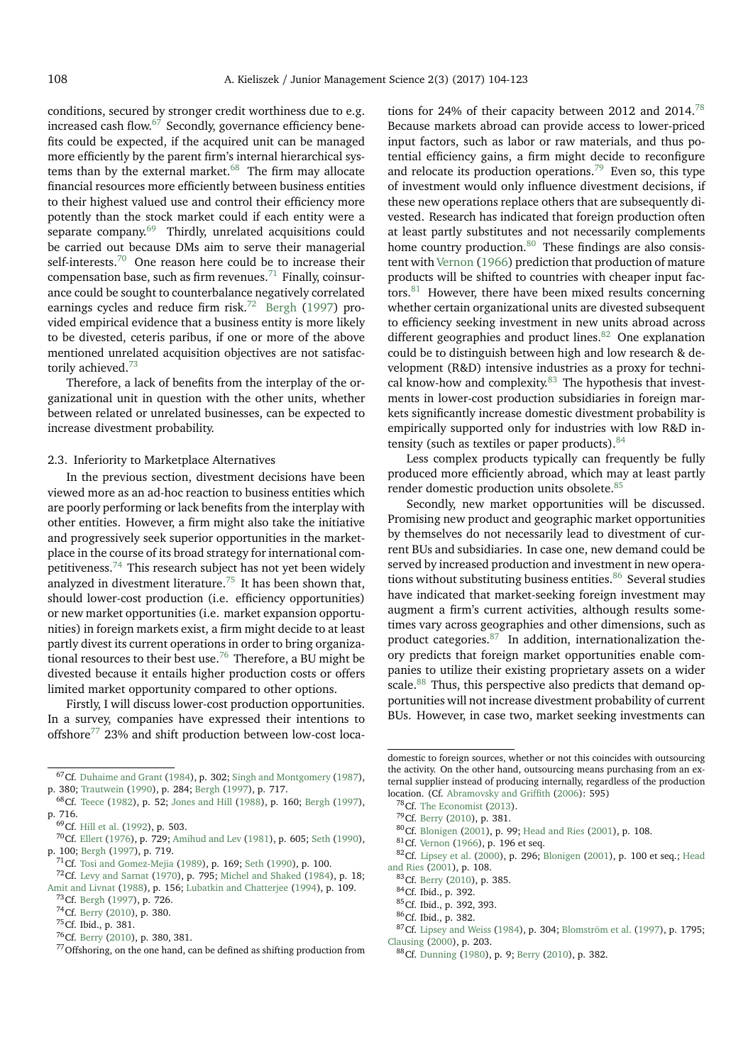conditions, secured by stronger credit worthiness due to e.g. increased cash flow.[67] Secondly, governance efficiency benefits could be expected, if the acquired unit can be managed more efficiently by the parent firm's internal hierarchical systems than by the external market.[68] The firm may allocate financial resources more efficiently between business entities to their highest valued use and control their efficiency more potently than the stock market could if each entity were a separate company.[69] Thirdly, unrelated acquisitions could be carried out because DMs aim to serve their managerial self-interests.[70] One reason here could be to increase their compensation base, such as firm revenues.[71] Finally, coinsurance could be sought to counterbalance negatively correlated earnings cycles and reduce firm risk.[72] Bergh (1997) provided empirical evidence that a business entity is more likely to be divested, ceteris paribus, if one or more of the above mentioned unrelated acquisition objectives are not satisfactorily achieved.[73]

Therefore, a lack of benefits from the interplay of the organizational unit in question with the other units, whether between related or unrelated businesses, can be expected to increase divestment probability.

### 2.3. Inferiority to Marketplace Alternatives

In the previous section, divestment decisions have been viewed more as an ad-hoc reaction to business entities which are poorly performing or lack benefits from the interplay with other entities. However, a firm might also take the initiative and progressively seek superior opportunities in the marketplace in the course of its broad strategy for international competitiveness.[74] This research subject has not yet been widely analyzed in divestment literature.[75] It has been shown that, should lower-cost production (i.e. efficiency opportunities) or new market opportunities (i.e. market expansion opportunities) in foreign markets exist, a firm might decide to at least partly divest its current operations in order to bring organizational resources to their best use.[76] Therefore, a BU might be divested because it entails higher production costs or offers limited market opportunity compared to other options.

Firstly, I will discuss lower-cost production opportunities. In a survey, companies have expressed their intentions to offshore[77] 23% and shift production between low-cost locations for 24% of their capacity between 2012 and 2014.[78] Because markets abroad can provide access to lower-priced input factors, such as labor or raw materials, and thus potential efficiency gains, a firm might decide to reconfigure and relocate its production operations.[79] Even so, this type of investment would only influence divestment decisions, if these new operations replace others that are subsequently divested. Research has indicated that foreign production often at least partly substitutes and not necessarily complements home country production.[80] These findings are also consistent with Vernon (1966) prediction that production of mature products will be shifted to countries with cheaper input factors.[81] However, there have been mixed results concerning whether certain organizational units are divested subsequent to efficiency seeking investment in new units abroad across different geographies and product lines.[82] One explanation could be to distinguish between high and low research & development (R&D) intensive industries as a proxy for technical know-how and complexity.[83] The hypothesis that investments in lower-cost production subsidiaries in foreign markets significantly increase domestic divestment probability is empirically supported only for industries with low R&D intensity (such as textiles or paper products).[84]

Less complex products typically can frequently be fully produced more efficiently abroad, which may at least partly render domestic production units obsolete.[85]

Secondly, new market opportunities will be discussed. Promising new product and geographic market opportunities by themselves do not necessarily lead to divestment of current BUs and subsidiaries. In case one, new demand could be served by increased production and investment in new operations without substituting business entities.[86] Several studies have indicated that market-seeking foreign investment may augment a firm's current activities, although results sometimes vary across geographies and other dimensions, such as product categories.[87] In addition, internationalization theory predicts that foreign market opportunities enable companies to utilize their existing proprietary assets on a wider scale.[88] Thus, this perspective also predicts that demand opportunities will not increase divestment probability of current BUs. However, in case two, market seeking investments can

---

[67] Cf. Duhaime and Grant (1984), p. 302; Singh and Montgomery (1987), p. 380; Trautwein (1990), p. 284; Bergh (1997), p. 717.

[68] Cf. Teece (1982), p. 52; Jones and Hill (1988), p. 160; Bergh (1997), p. 716.

[69] Cf. Hill et al. (1992), p. 503.

[70] Cf. Ellert (1976), p. 729; Amihud and Lev (1981), p. 605; Seth (1990), p. 100; Bergh (1997), p. 719.

[71] Cf. Tosi and Gomez-Mejia (1989), p. 169; Seth (1990), p. 100.

[72] Cf. Levy and Sarnat (1970), p. 795; Michel and Shaked (1984), p. 18; Amit and Livnat (1988), p. 156; Lubatkin and Chatterjee (1994), p. 109.

[73] Cf. Bergh (1997), p. 726.

[74] Cf. Berry (2010), p. 380.

[75] Cf. Ibid., p. 381.

[76] Cf. Berry (2010), p. 380, 381.

[77] Offshoring, on the one hand, can be defined as shifting production from domestic to foreign sources, whether or not this coincides with outsourcing the activity. On the other hand, outsourcing means purchasing from an external supplier instead of producing internally, regardless of the production location. (Cf. Abramovsky and Griffith (2006): 595)

[78] Cf. The Economist (2013).

[79] Cf. Berry (2010), p. 381.

[80] Cf. Blonigen (2001), p. 99; Head and Ries (2001), p. 108.

[81] Cf. Vernon (1966), p. 196 et seq.

[82] Cf. Lipsey et al. (2000), p. 296; Blonigen (2001), p. 100 et seq.; Head and Ries (2001), p. 108.

[83] Cf. Berry (2010), p. 385.

[84] Cf. Ibid., p. 392.

[85] Cf. Ibid., p. 392, 393.

[86] Cf. Ibid., p. 382.

[87] Cf. Lipsey and Weiss (1984), p. 304; Blomström et al. (1997), p. 1795; Clausing (2000), p. 203.

[88] Cf. Dunning (1980), p. 9; Berry (2010), p. 382.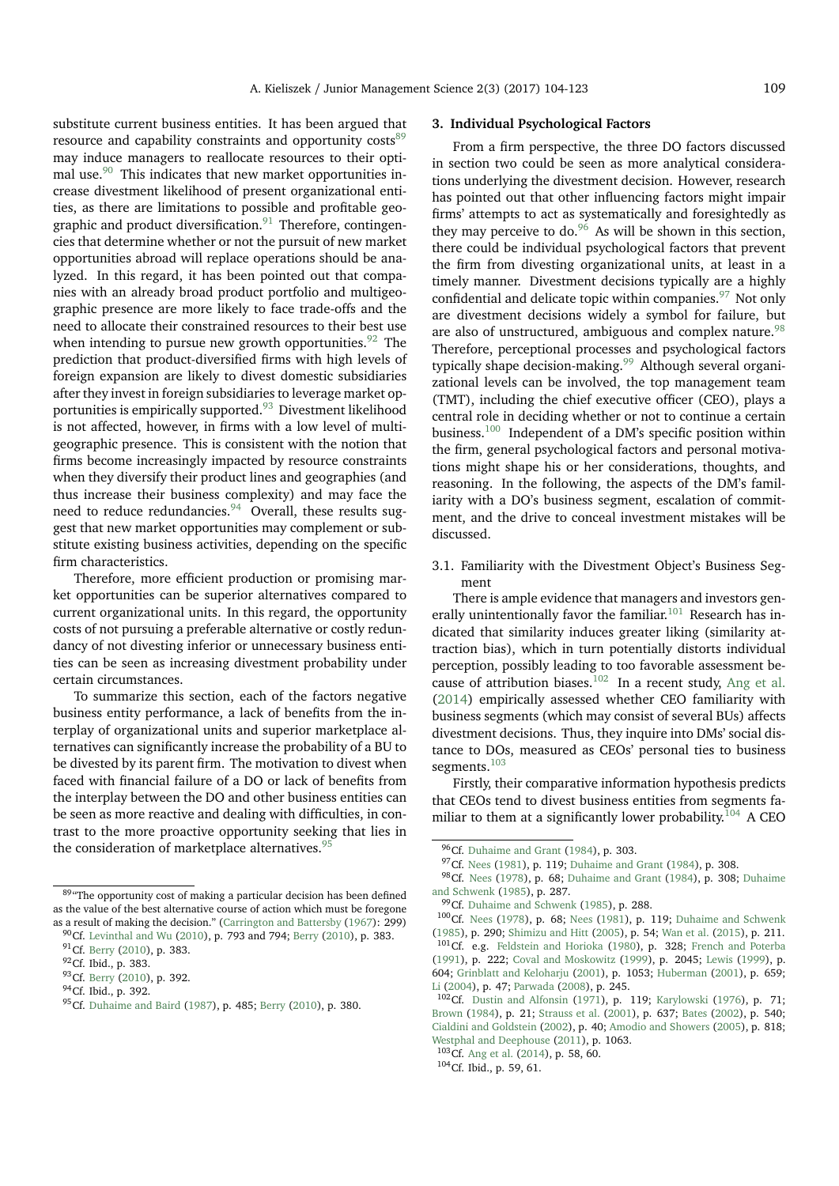substitute current business entities. It has been argued that resource and capability constraints and opportunity costs[89] may induce managers to reallocate resources to their optimal use.[90] This indicates that new market opportunities increase divestment likelihood of present organizational entities, as there are limitations to possible and profitable geographic and product diversification.[91] Therefore, contingencies that determine whether or not the pursuit of new market opportunities abroad will replace operations should be analyzed. In this regard, it has been pointed out that companies with an already broad product portfolio and multigeographic presence are more likely to face trade-offs and the need to allocate their constrained resources to their best use when intending to pursue new growth opportunities.[92] The prediction that product-diversified firms with high levels of foreign expansion are likely to divest domestic subsidiaries after they invest in foreign subsidiaries to leverage market opportunities is empirically supported.[93] Divestment likelihood is not affected, however, in firms with a low level of multigeographic presence. This is consistent with the notion that firms become increasingly impacted by resource constraints when they diversify their product lines and geographies (and thus increase their business complexity) and may face the need to reduce redundancies.[94] Overall, these results suggest that new market opportunities may complement or substitute existing business activities, depending on the specific firm characteristics.

Therefore, more efficient production or promising market opportunities can be superior alternatives compared to current organizational units. In this regard, the opportunity costs of not pursuing a preferable alternative or costly redundancy of not divesting inferior or unnecessary business entities can be seen as increasing divestment probability under certain circumstances.

To summarize this section, each of the factors negative business entity performance, a lack of benefits from the interplay of organizational units and superior marketplace alternatives can significantly increase the probability of a BU to be divested by its parent firm. The motivation to divest when faced with financial failure of a DO or lack of benefits from the interplay between the DO and other business entities can be seen as more reactive and dealing with difficulties, in contrast to the more proactive opportunity seeking that lies in the consideration of marketplace alternatives.[95]

## 3. Individual Psychological Factors

From a firm perspective, the three DO factors discussed in section two could be seen as more analytical considerations underlying the divestment decision. However, research has pointed out that other influencing factors might impair firms' attempts to act as systematically and foresightedly as they may perceive to do.[96] As will be shown in this section, there could be individual psychological factors that prevent the firm from divesting organizational units, at least in a timely manner. Divestment decisions typically are a highly confidential and delicate topic within companies.[97] Not only are divestment decisions widely a symbol for failure, but are also of unstructured, ambiguous and complex nature.[98] Therefore, perceptional processes and psychological factors typically shape decision-making.[99] Although several organizational levels can be involved, the top management team (TMT), including the chief executive officer (CEO), plays a central role in deciding whether or not to continue a certain business.[100] Independent of a DM's specific position within the firm, general psychological factors and personal motivations might shape his or her considerations, thoughts, and reasoning. In the following, the aspects of the DM's familiarity with a DO's business segment, escalation of commitment, and the drive to conceal investment mistakes will be discussed.

### 3.1. Familiarity with the Divestment Object's Business Segment

There is ample evidence that managers and investors generally unintentionally favor the familiar.[101] Research has indicated that similarity induces greater liking (similarity attraction bias), which in turn potentially distorts individual perception, possibly leading to too favorable assessment because of attribution biases.[102] In a recent study, Ang et al. (2014) empirically assessed whether CEO familiarity with business segments (which may consist of several BUs) affects divestment decisions. Thus, they inquire into DMs' social distance to DOs, measured as CEOs' personal ties to business segments.[103]

Firstly, their comparative information hypothesis predicts that CEOs tend to divest business entities from segments familiar to them at a significantly lower probability.[104] A CEO

---

[89] "The opportunity cost of making a particular decision has been defined as the value of the best alternative course of action which must be foregone as a result of making the decision." (Carrington and Battersby (1967): 299)

[90] Cf. Levinthal and Wu (2010), p. 793 and 794; Berry (2010), p. 383.

[91] Cf. Berry (2010), p. 383.

[92] Cf. Ibid., p. 383.

[93] Cf. Berry (2010), p. 392.

[94] Cf. Ibid., p. 392.

[95] Cf. Duhaime and Baird (1987), p. 485; Berry (2010), p. 380.

[96] Cf. Duhaime and Grant (1984), p. 303.

[97] Cf. Nees (1981), p. 119; Duhaime and Grant (1984), p. 308.

[98] Cf. Nees (1978), p. 68; Duhaime and Grant (1984), p. 308; Duhaime and Schwenk (1985), p. 287.

[99] Cf. Duhaime and Schwenk (1985), p. 288.

[100] Cf. Nees (1978), p. 68; Nees (1981), p. 119; Duhaime and Schwenk (1985), p. 290; Shimizu and Hitt (2005), p. 54; Wan et al. (2015), p. 211.

[101] Cf. e.g. Feldstein and Horioka (1980), p. 328; French and Poterba (1991), p. 222; Coval and Moskowitz (1999), p. 2045; Lewis (1999), p. 604; Grinblatt and Keloharju (2001), p. 1053; Huberman (2001), p. 659; Li (2004), p. 47; Parwada (2008), p. 245.

[102] Cf. Dustin and Alfonsin (1971), p. 119; Karylowski (1976), p. 71; Brown (1984), p. 21; Strauss et al. (2001), p. 637; Bates (2002), p. 540; Cialdini and Goldstein (2002), p. 40; Amodio and Showers (2005), p. 818; Westphal and Deephouse (2011), p. 1063.

[103] Cf. Ang et al. (2014), p. 58, 60.

[104] Cf. Ibid., p. 59, 61.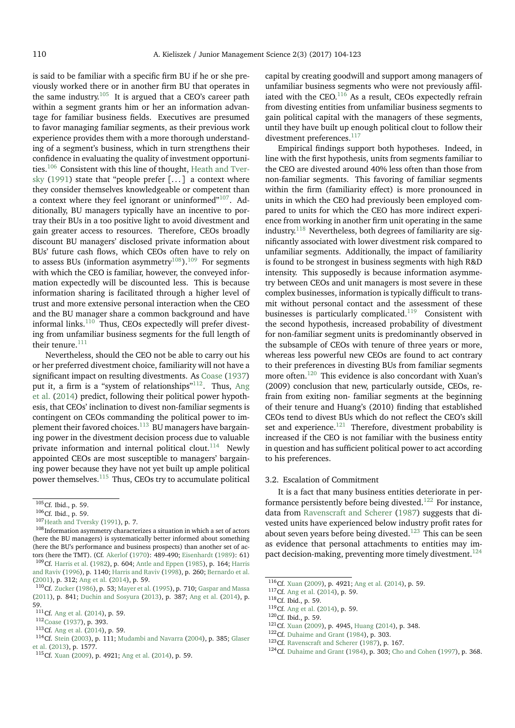is said to be familiar with a specific firm BU if he or she previously worked there or in another firm BU that operates in the same industry.[105] It is argued that a CEO's career path within a segment grants him or her an information advantage for familiar business fields. Executives are presumed to favor managing familiar segments, as their previous work experience provides them with a more thorough understanding of a segment's business, which in turn strengthens their confidence in evaluating the quality of investment opportunities.[106] Consistent with this line of thought, Heath and Tversky (1991) state that "people prefer [...] a context where they consider themselves knowledgeable or competent than a context where they feel ignorant or uninformed"[107]. Additionally, BU managers typically have an incentive to portray their BUs in a too positive light to avoid divestment and gain greater access to resources. Therefore, CEOs broadly discount BU managers' disclosed private information about BUs' future cash flows, which CEOs often have to rely on to assess BUs (information asymmetry[108]).[109] For segments with which the CEO is familiar, however, the conveyed information expectedly will be discounted less. This is because information sharing is facilitated through a higher level of trust and more extensive personal interaction when the CEO and the BU manager share a common background and have informal links.[110] Thus, CEOs expectedly will prefer divesting from unfamiliar business segments for the full length of their tenure.[111]

Nevertheless, should the CEO not be able to carry out his or her preferred divestment choice, familiarity will not have a significant impact on resulting divestments. As Coase (1937) put it, a firm is a "system of relationships"[112]. Thus, Ang et al. (2014) predict, following their political power hypothesis, that CEOs' inclination to divest non-familiar segments is contingent on CEOs commanding the political power to implement their favored choices.[113] BU managers have bargaining power in the divestment decision process due to valuable private information and internal political clout.[114] Newly appointed CEOs are most susceptible to managers' bargaining power because they have not yet built up ample political power themselves.[115] Thus, CEOs try to accumulate political capital by creating goodwill and support among managers of unfamiliar business segments who were not previously affiliated with the CEO.[116] As a result, CEOs expectedly refrain from divesting entities from unfamiliar business segments to gain political capital with the managers of these segments, until they have built up enough political clout to follow their divestment preferences.[117]

Empirical findings support both hypotheses. Indeed, in line with the first hypothesis, units from segments familiar to the CEO are divested around 40% less often than those from non-familiar segments. This favoring of familiar segments within the firm (familiarity effect) is more pronounced in units in which the CEO had previously been employed compared to units for which the CEO has more indirect experience from working in another firm unit operating in the same industry.[118] Nevertheless, both degrees of familiarity are significantly associated with lower divestment risk compared to unfamiliar segments. Additionally, the impact of familiarity is found to be strongest in business segments with high R&D intensity. This supposedly is because information asymmetry between CEOs and unit managers is most severe in these complex businesses, information is typically difficult to transmit without personal contact and the assessment of these businesses is particularly complicated.[119] Consistent with the second hypothesis, increased probability of divestment for non-familiar segment units is predominantly observed in the subsample of CEOs with tenure of three years or more, whereas less powerful new CEOs are found to act contrary to their preferences in divesting BUs from familiar segments more often.[120] This evidence is also concordant with Xuan's (2009) conclusion that new, particularly outside, CEOs, refrain from exiting non- familiar segments at the beginning of their tenure and Huang's (2010) finding that established CEOs tend to divest BUs which do not reflect the CEO's skill set and experience.[121] Therefore, divestment probability is increased if the CEO is not familiar with the business entity in question and has sufficient political power to act according to his preferences.

### 3.2. Escalation of Commitment

It is a fact that many business entities deteriorate in performance persistently before being divested.[122] For instance, data from Ravenscraft and Scherer (1987) suggests that divested units have experienced below industry profit rates for about seven years before being divested.[123] This can be seen as evidence that personal attachments to entities may impact decision-making, preventing more timely divestment.[124]

---

[105] Cf. Ibid., p. 59.

[106] Cf. Ibid., p. 59.

[107] Heath and Tversky (1991), p. 7.

[108] Information asymmetry characterizes a situation in which a set of actors (here the BU managers) is systematically better informed about something (here the BU's performance and business prospects) than another set of actors (here the TMT). (Cf. Akerlof (1970): 489-490; Eisenhardt (1989): 61)

[109] Cf. Harris et al. (1982), p. 604; Antle and Eppen (1985), p. 164; Harris and Raviv (1996), p. 1140; Harris and Raviv (1998), p. 260; Bernardo et al. (2001), p. 312; Ang et al. (2014), p. 59.

[110] Cf. Zucker (1986), p. 53; Mayer et al. (1995), p. 710; Gaspar and Massa (2011), p. 841; Duchin and Sosyura (2013), p. 387; Ang et al. (2014), p. 59.

[111] Cf. Ang et al. (2014), p. 59.

[112] Coase (1937), p. 393.

[113] Cf. Ang et al. (2014), p. 59.

[114] Cf. Stein (2003), p. 111; Mudambi and Navarra (2004), p. 385; Glaser et al. (2013), p. 1577.

[115] Cf. Xuan (2009), p. 4921; Ang et al. (2014), p. 59.

[116] Cf. Xuan (2009), p. 4921; Ang et al. (2014), p. 59.

[117] Cf. Ang et al. (2014), p. 59.

[118] Cf. Ibid., p. 59.

[119] Cf. Ang et al. (2014), p. 59.

[120] Cf. Ibid., p. 59.

[121] Cf. Xuan (2009), p. 4945, Huang (2014), p. 348.

[122] Cf. Duhaime and Grant (1984), p. 303.

[123] Cf. Ravenscraft and Scherer (1987), p. 167.

[124] Cf. Duhaime and Grant (1984), p. 303; Cho and Cohen (1997), p. 368.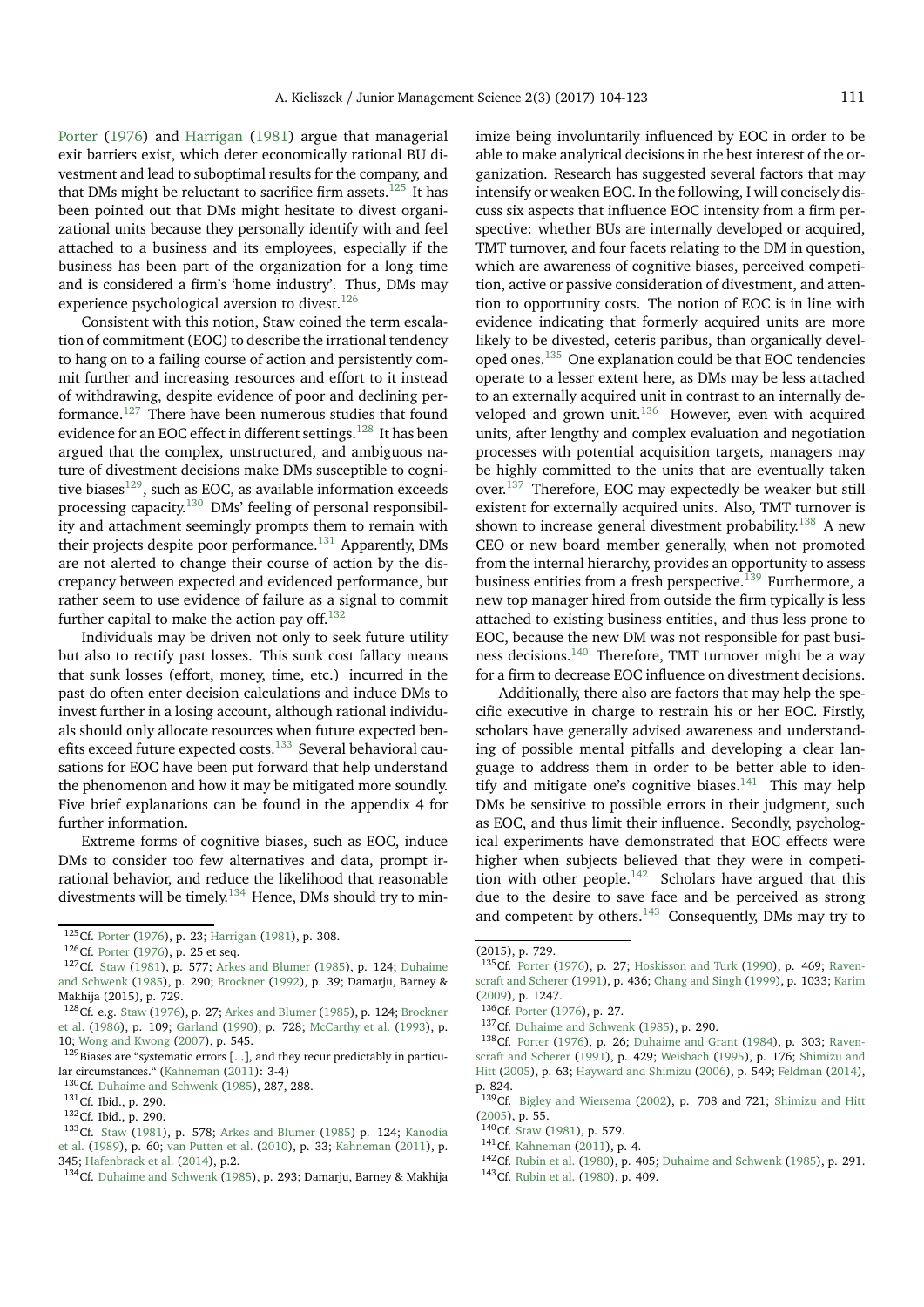Porter (1976) and Harrigan (1981) argue that managerial exit barriers exist, which deter economically rational BU divestment and lead to suboptimal results for the company, and that DMs might be reluctant to sacrifice firm assets.[125] It has been pointed out that DMs might hesitate to divest organizational units because they personally identify with and feel attached to a business and its employees, especially if the business has been part of the organization for a long time and is considered a firm's 'home industry'. Thus, DMs may experience psychological aversion to divest.[126]

Consistent with this notion, Staw coined the term escalation of commitment (EOC) to describe the irrational tendency to hang on to a failing course of action and persistently commit further and increasing resources and effort to it instead of withdrawing, despite evidence of poor and declining performance.[127] There have been numerous studies that found evidence for an EOC effect in different settings.[128] It has been argued that the complex, unstructured, and ambiguous nature of divestment decisions make DMs susceptible to cognitive biases[129], such as EOC, as available information exceeds processing capacity.[130] DMs' feeling of personal responsibility and attachment seemingly prompts them to remain with their projects despite poor performance.[131] Apparently, DMs are not alerted to change their course of action by the discrepancy between expected and evidenced performance, but rather seem to use evidence of failure as a signal to commit further capital to make the action pay off.[132]

Individuals may be driven not only to seek future utility but also to rectify past losses. This sunk cost fallacy means that sunk losses (effort, money, time, etc.) incurred in the past do often enter decision calculations and induce DMs to invest further in a losing account, although rational individuals should only allocate resources when future expected benefits exceed future expected costs.[133] Several behavioral causations for EOC have been put forward that help understand the phenomenon and how it may be mitigated more soundly. Five brief explanations can be found in the appendix 4 for further information.

Extreme forms of cognitive biases, such as EOC, induce DMs to consider too few alternatives and data, prompt irrational behavior, and reduce the likelihood that reasonable divestments will be timely.[134] Hence, DMs should try to minimize being involuntarily influenced by EOC in order to be able to make analytical decisions in the best interest of the organization. Research has suggested several factors that may intensify or weaken EOC. In the following, I will concisely discuss six aspects that influence EOC intensity from a firm perspective: whether BUs are internally developed or acquired, TMT turnover, and four facets relating to the DM in question, which are awareness of cognitive biases, perceived competition, active or passive consideration of divestment, and attention to opportunity costs. The notion of EOC is in line with evidence indicating that formerly acquired units are more likely to be divested, ceteris paribus, than organically developed ones.[135] One explanation could be that EOC tendencies operate to a lesser extent here, as DMs may be less attached to an externally acquired unit in contrast to an internally developed and grown unit.[136] However, even with acquired units, after lengthy and complex evaluation and negotiation processes with potential acquisition targets, managers may be highly committed to the units that are eventually taken over.[137] Therefore, EOC may expectedly be weaker but still existent for externally acquired units. Also, TMT turnover is shown to increase general divestment probability.[138] A new CEO or new board member generally, when not promoted from the internal hierarchy, provides an opportunity to assess business entities from a fresh perspective.[139] Furthermore, a new top manager hired from outside the firm typically is less attached to existing business entities, and thus less prone to EOC, because the new DM was not responsible for past business decisions.[140] Therefore, TMT turnover might be a way for a firm to decrease EOC influence on divestment decisions.

Additionally, there also are factors that may help the specific executive in charge to restrain his or her EOC. Firstly, scholars have generally advised awareness and understanding of possible mental pitfalls and developing a clear language to address them in order to be better able to identify and mitigate one's cognitive biases.[141] This may help DMs be sensitive to possible errors in their judgment, such as EOC, and thus limit their influence. Secondly, psychological experiments have demonstrated that EOC effects were higher when subjects believed that they were in competition with other people.[142] Scholars have argued that this due to the desire to save face and be perceived as strong and competent by others.[143] Consequently, DMs may try to

---

[125] Cf. Porter (1976), p. 23; Harrigan (1981), p. 308.

[126] Cf. Porter (1976), p. 25 et seq.

[127] Cf. Staw (1981), p. 577; Arkes and Blumer (1985), p. 124; Duhaime and Schwenk (1985), p. 290; Brockner (1992), p. 39; Damarju, Barney & Makhija (2015), p. 729.

[128] Cf. e.g. Staw (1976), p. 27; Arkes and Blumer (1985), p. 124; Brockner et al. (1986), p. 109; Garland (1990), p. 728; McCarthy et al. (1993), p. 10; Wong and Kwong (2007), p. 545.

[129] Biases are "systematic errors [...], and they recur predictably in particular circumstances." (Kahneman (2011): 3-4)

[130] Cf. Duhaime and Schwenk (1985), 287, 288.

[131] Cf. Ibid., p. 290.

[132] Cf. Ibid., p. 290.

[133] Cf. Staw (1981), p. 578; Arkes and Blumer (1985) p. 124; Kanodia et al. (1989), p. 60; van Putten et al. (2010), p. 33; Kahneman (2011), p. 345; Hafenbrack et al. (2014), p.2.

[134] Cf. Duhaime and Schwenk (1985), p. 293; Damarju, Barney & Makhija (2015), p. 729.

[135] Cf. Porter (1976), p. 27; Hoskisson and Turk (1990), p. 469; Ravenscraft and Scherer (1991), p. 436; Chang and Singh (1999), p. 1033; Karim (2009), p. 1247.

[136] Cf. Porter (1976), p. 27.

[137] Cf. Duhaime and Schwenk (1985), p. 290.

[138] Cf. Porter (1976), p. 26; Duhaime and Grant (1984), p. 303; Ravenscraft and Scherer (1991), p. 429; Weisbach (1995), p. 176; Shimizu and Hitt (2005), p. 63; Hayward and Shimizu (2006), p. 549; Feldman (2014), p. 824.

[139] Cf. Bigley and Wiersema (2002), p. 708 and 721; Shimizu and Hitt (2005), p. 55.

[140] Cf. Staw (1981), p. 579.

[141] Cf. Kahneman (2011), p. 4.

[142] Cf. Rubin et al. (1980), p. 405; Duhaime and Schwenk (1985), p. 291.

[143] Cf. Rubin et al. (1980), p. 409.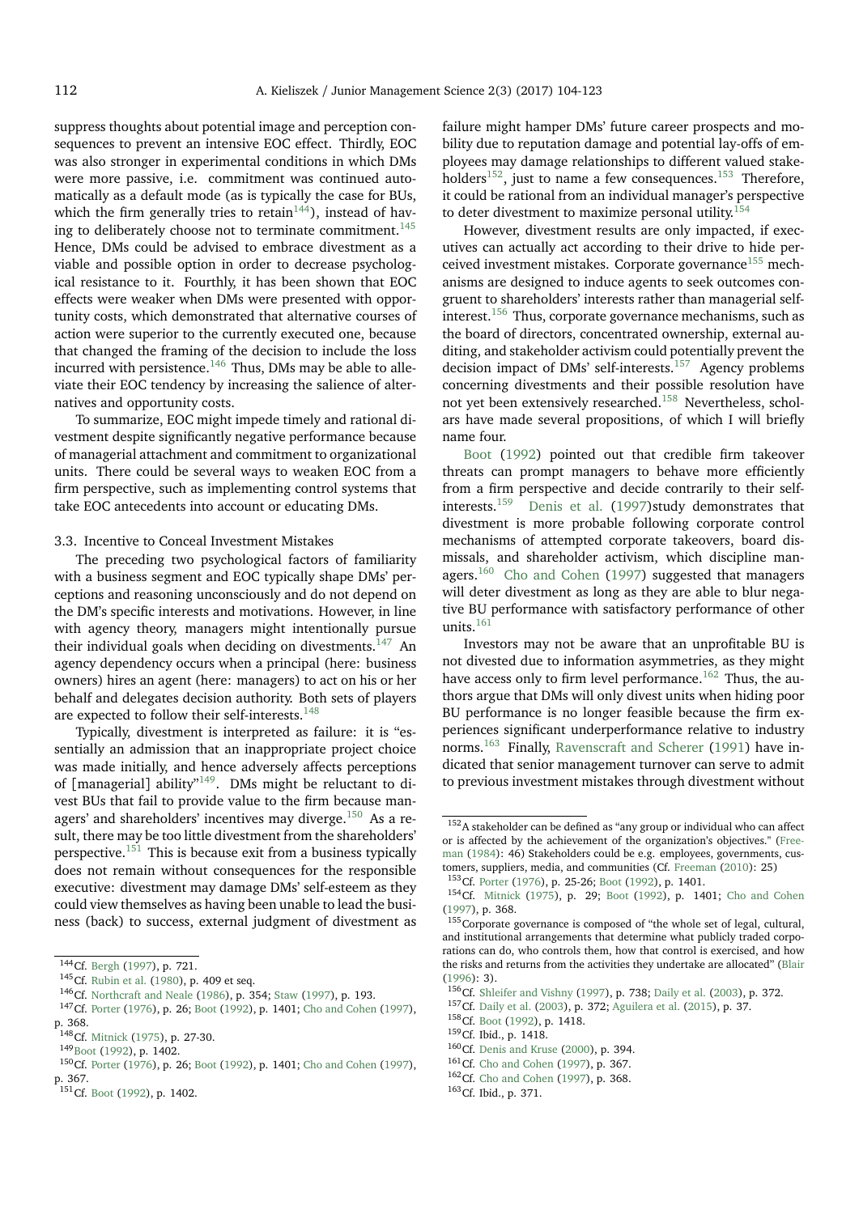suppress thoughts about potential image and perception consequences to prevent an intensive EOC effect. Thirdly, EOC was also stronger in experimental conditions in which DMs were more passive, i.e. commitment was continued automatically as a default mode (as is typically the case for BUs, which the firm generally tries to retain[144]), instead of having to deliberately choose not to terminate commitment.[145] Hence, DMs could be advised to embrace divestment as a viable and possible option in order to decrease psychological resistance to it. Fourthly, it has been shown that EOC effects were weaker when DMs were presented with opportunity costs, which demonstrated that alternative courses of action were superior to the currently executed one, because that changed the framing of the decision to include the loss incurred with persistence.[146] Thus, DMs may be able to alleviate their EOC tendency by increasing the salience of alternatives and opportunity costs.

To summarize, EOC might impede timely and rational divestment despite significantly negative performance because of managerial attachment and commitment to organizational units. There could be several ways to weaken EOC from a firm perspective, such as implementing control systems that take EOC antecedents into account or educating DMs.

### 3.3. Incentive to Conceal Investment Mistakes

The preceding two psychological factors of familiarity with a business segment and EOC typically shape DMs' perceptions and reasoning unconsciously and do not depend on the DM's specific interests and motivations. However, in line with agency theory, managers might intentionally pursue their individual goals when deciding on divestments.[147] An agency dependency occurs when a principal (here: business owners) hires an agent (here: managers) to act on his or her behalf and delegates decision authority. Both sets of players are expected to follow their self-interests.[148]

Typically, divestment is interpreted as failure: it is "essentially an admission that an inappropriate project choice was made initially, and hence adversely affects perceptions of [managerial] ability"[149]. DMs might be reluctant to divest BUs that fail to provide value to the firm because managers' and shareholders' incentives may diverge.[150] As a result, there may be too little divestment from the shareholders' perspective.[151] This is because exit from a business typically does not remain without consequences for the responsible executive: divestment may damage DMs' self-esteem as they could view themselves as having been unable to lead the business (back) to success, external judgment of divestment as failure might hamper DMs' future career prospects and mobility due to reputation damage and potential lay-offs of employees may damage relationships to different valued stakeholders[152], just to name a few consequences.[153] Therefore, it could be rational from an individual manager's perspective to deter divestment to maximize personal utility.[154]

However, divestment results are only impacted, if executives can actually act according to their drive to hide perceived investment mistakes. Corporate governance[155] mechanisms are designed to induce agents to seek outcomes congruent to shareholders' interests rather than managerial self-interest.[156] Thus, corporate governance mechanisms, such as the board of directors, concentrated ownership, external auditing, and stakeholder activism could potentially prevent the decision impact of DMs' self-interests.[157] Agency problems concerning divestments and their possible resolution have not yet been extensively researched.[158] Nevertheless, scholars have made several propositions, of which I will briefly name four.

Boot (1992) pointed out that credible firm takeover threats can prompt managers to behave more efficiently from a firm perspective and decide contrarily to their self-interests.[159] Denis et al. (1997)study demonstrates that divestment is more probable following corporate control mechanisms of attempted corporate takeovers, board dismissals, and shareholder activism, which discipline managers.[160] Cho and Cohen (1997) suggested that managers will deter divestment as long as they are able to blur negative BU performance with satisfactory performance of other units.[161]

Investors may not be aware that an unprofitable BU is not divested due to information asymmetries, as they might have access only to firm level performance.[162] Thus, the authors argue that DMs will only divest units when hiding poor BU performance is no longer feasible because the firm experiences significant underperformance relative to industry norms.[163] Finally, Ravenscraft and Scherer (1991) have indicated that senior management turnover can serve to admit to previous investment mistakes through divestment without

---

[144] Cf. Bergh (1997), p. 721.

[145] Cf. Rubin et al. (1980), p. 409 et seq.

[146] Cf. Northcraft and Neale (1986), p. 354; Staw (1997), p. 193.

[147] Cf. Porter (1976), p. 26; Boot (1992), p. 1401; Cho and Cohen (1997), p. 368.

[148] Cf. Mitnick (1975), p. 27-30.

[149] Boot (1992), p. 1402.

[150] Cf. Porter (1976), p. 26; Boot (1992), p. 1401; Cho and Cohen (1997), p. 367.

[151] Cf. Boot (1992), p. 1402.

[152] A stakeholder can be defined as "any group or individual who can affect or is affected by the achievement of the organization's objectives." (Freeman (1984): 46) Stakeholders could be e.g. employees, governments, customers, suppliers, media, and communities (Cf. Freeman (2010): 25)

[153] Cf. Porter (1976), p. 25-26; Boot (1992), p. 1401.

[154] Cf. Mitnick (1975), p. 29; Boot (1992), p. 1401; Cho and Cohen (1997), p. 368.

[155] Corporate governance is composed of "the whole set of legal, cultural, and institutional arrangements that determine what publicly traded corporations can do, who controls them, how that control is exercised, and how the risks and returns from the activities they undertake are allocated" (Blair (1996): 3).

[156] Cf. Shleifer and Vishny (1997), p. 738; Daily et al. (2003), p. 372.

[157] Cf. Daily et al. (2003), p. 372; Aguilera et al. (2015), p. 37.

[158] Cf. Boot (1992), p. 1418.

[159] Cf. Ibid., p. 1418.

[160] Cf. Denis and Kruse (2000), p. 394.

[161] Cf. Cho and Cohen (1997), p. 367.

[162] Cf. Cho and Cohen (1997), p. 368.

[163] Cf. Ibid., p. 371.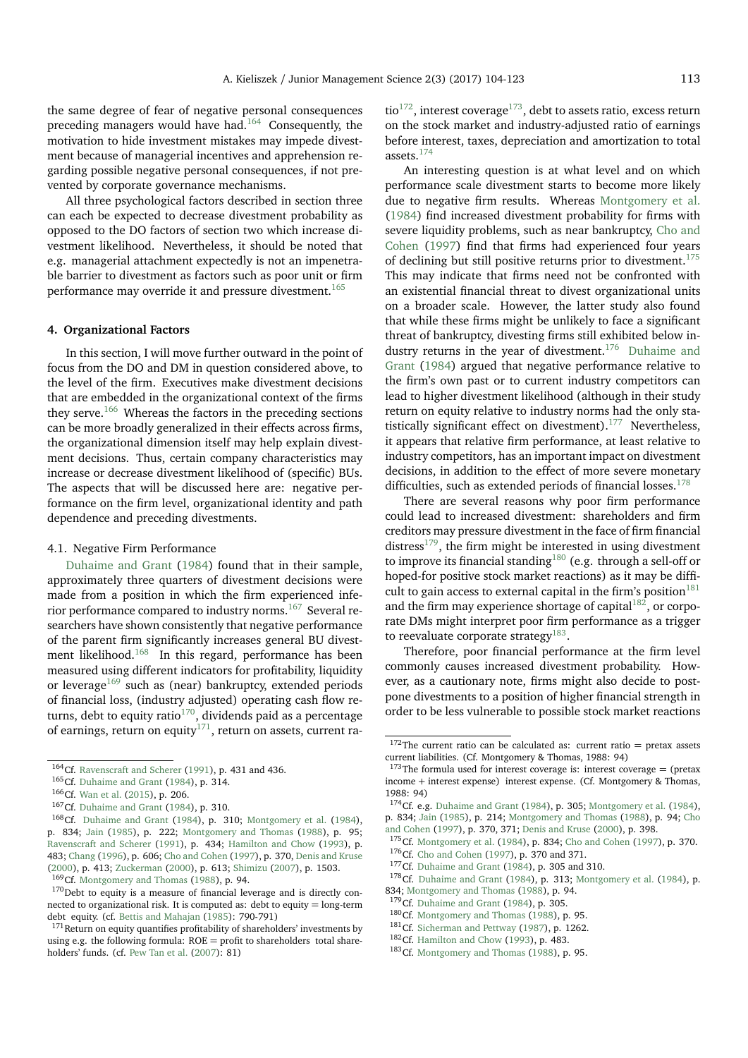the same degree of fear of negative personal consequences preceding managers would have had.[164] Consequently, the motivation to hide investment mistakes may impede divestment because of managerial incentives and apprehension regarding possible negative personal consequences, if not prevented by corporate governance mechanisms.

All three psychological factors described in section three can each be expected to decrease divestment probability as opposed to the DO factors of section two which increase divestment likelihood. Nevertheless, it should be noted that e.g. managerial attachment expectedly is not an impenetrable barrier to divestment as factors such as poor unit or firm performance may override it and pressure divestment.[165]

## 4. Organizational Factors

In this section, I will move further outward in the point of focus from the DO and DM in question considered above, to the level of the firm. Executives make divestment decisions that are embedded in the organizational context of the firms they serve.[166] Whereas the factors in the preceding sections can be more broadly generalized in their effects across firms, the organizational dimension itself may help explain divestment decisions. Thus, certain company characteristics may increase or decrease divestment likelihood of (specific) BUs. The aspects that will be discussed here are: negative performance on the firm level, organizational identity and path dependence and preceding divestments.

### 4.1. Negative Firm Performance

Duhaime and Grant (1984) found that in their sample, approximately three quarters of divestment decisions were made from a position in which the firm experienced inferior performance compared to industry norms.[167] Several researchers have shown consistently that negative performance of the parent firm significantly increases general BU divestment likelihood.[168] In this regard, performance has been measured using different indicators for profitability, liquidity or leverage[169] such as (near) bankruptcy, extended periods of financial loss, (industry adjusted) operating cash flow returns, debt to equity ratio[170], dividends paid as a percentage of earnings, return on equity[171], return on assets, current ratio[172], interest coverage[173], debt to assets ratio, excess return on the stock market and industry-adjusted ratio of earnings before interest, taxes, depreciation and amortization to total assets.[174]

An interesting question is at what level and on which performance scale divestment starts to become more likely due to negative firm results. Whereas Montgomery et al. (1984) find increased divestment probability for firms with severe liquidity problems, such as near bankruptcy, Cho and Cohen (1997) find that firms had experienced four years of declining but still positive returns prior to divestment.[175] This may indicate that firms need not be confronted with an existential financial threat to divest organizational units on a broader scale. However, the latter study also found that while these firms might be unlikely to face a significant threat of bankruptcy, divesting firms still exhibited below industry returns in the year of divestment.[176] Duhaime and Grant (1984) argued that negative performance relative to the firm's own past or to current industry competitors can lead to higher divestment likelihood (although in their study return on equity relative to industry norms had the only statistically significant effect on divestment).[177] Nevertheless, it appears that relative firm performance, at least relative to industry competitors, has an important impact on divestment decisions, in addition to the effect of more severe monetary difficulties, such as extended periods of financial losses.[178]

There are several reasons why poor firm performance could lead to increased divestment: shareholders and firm creditors may pressure divestment in the face of firm financial distress[179], the firm might be interested in using divestment to improve its financial standing[180] (e.g. through a sell-off or hoped-for positive stock market reactions) as it may be difficult to gain access to external capital in the firm's position[181] and the firm may experience shortage of capital[182], or corporate DMs might interpret poor firm performance as a trigger to reevaluate corporate strategy[183].

Therefore, poor financial performance at the firm level commonly causes increased divestment probability. However, as a cautionary note, firms might also decide to postpone divestments to a position of higher financial strength in order to be less vulnerable to possible stock market reactions

---

[164] Cf. Ravenscraft and Scherer (1991), p. 431 and 436.

[165] Cf. Duhaime and Grant (1984), p. 314.

[166] Cf. Wan et al. (2015), p. 206.

[167] Cf. Duhaime and Grant (1984), p. 310.

[168] Cf. Duhaime and Grant (1984), p. 310; Montgomery et al. (1984), p. 834; Jain (1985), p. 222; Montgomery and Thomas (1988), p. 95; Ravenscraft and Scherer (1991), p. 434; Hamilton and Chow (1993), p. 483; Chang (1996), p. 606; Cho and Cohen (1997), p. 370, Denis and Kruse (2000), p. 413; Zuckerman (2000), p. 613; Shimizu (2007), p. 1503.

[169] Cf. Montgomery and Thomas (1988), p. 94.

[170] Debt to equity is a measure of financial leverage and is directly connected to organizational risk. It is computed as: debt to equity = long-term debt equity. (cf. Bettis and Mahajan (1985): 790-791)

[171] Return on equity quantifies profitability of shareholders' investments by using e.g. the following formula: ROE = profit to shareholders total shareholders' funds. (cf. Pew Tan et al. (2007): 81)

[172] The current ratio can be calculated as: current ratio = pretax assets current liabilities. (Cf. Montgomery & Thomas, 1988: 94)

[173] The formula used for interest coverage is: interest coverage = (pretax income + interest expense) interest expense. (Cf. Montgomery & Thomas, 1988: 94)

[174] Cf. e.g. Duhaime and Grant (1984), p. 305; Montgomery et al. (1984), p. 834; Jain (1985), p. 214; Montgomery and Thomas (1988), p. 94; Cho and Cohen (1997), p. 370, 371; Denis and Kruse (2000), p. 398.

[175] Cf. Montgomery et al. (1984), p. 834; Cho and Cohen (1997), p. 370.

[176] Cf. Cho and Cohen (1997), p. 370 and 371.

[177] Cf. Duhaime and Grant (1984), p. 305 and 310.

[178] Cf. Duhaime and Grant (1984), p. 313; Montgomery et al. (1984), p. 834; Montgomery and Thomas (1988), p. 94.

[179] Cf. Duhaime and Grant (1984), p. 305.

[180] Cf. Montgomery and Thomas (1988), p. 95.

[181] Cf. Sicherman and Pettway (1987), p. 1262.

[182] Cf. Hamilton and Chow (1993), p. 483.

[183] Cf. Montgomery and Thomas (1988), p. 95.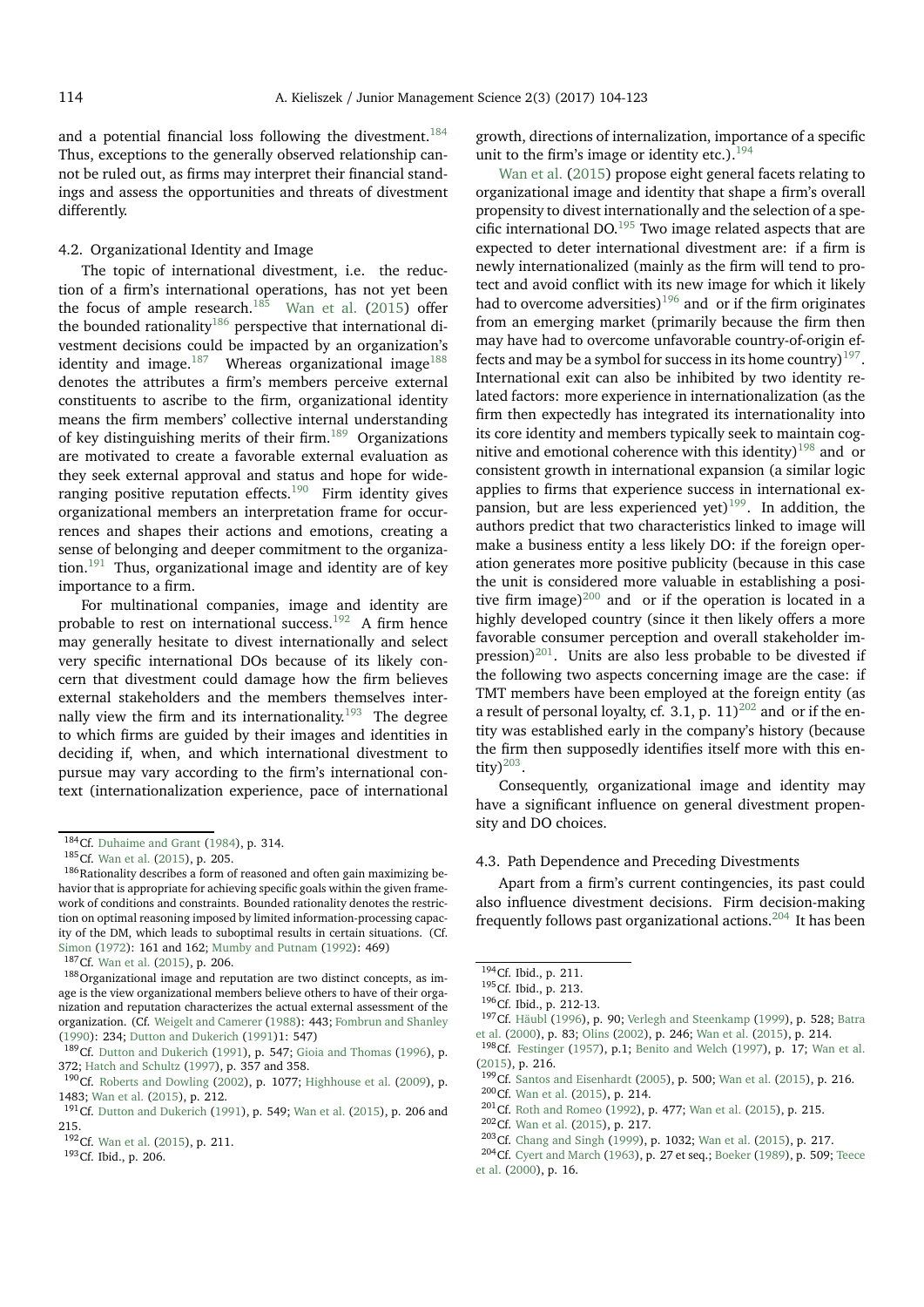and a potential financial loss following the divestment.[184] Thus, exceptions to the generally observed relationship cannot be ruled out, as firms may interpret their financial standings and assess the opportunities and threats of divestment differently.

### 4.2. Organizational Identity and Image

The topic of international divestment, i.e. the reduction of a firm's international operations, has not yet been the focus of ample research.[185] Wan et al. (2015) offer the bounded rationality[186] perspective that international divestment decisions could be impacted by an organization's identity and image.[187] Whereas organizational image[188] denotes the attributes a firm's members perceive external constituents to ascribe to the firm, organizational identity means the firm members' collective internal understanding of key distinguishing merits of their firm.[189] Organizations are motivated to create a favorable external evaluation as they seek external approval and status and hope for wide-ranging positive reputation effects.[190] Firm identity gives organizational members an interpretation frame for occurrences and shapes their actions and emotions, creating a sense of belonging and deeper commitment to the organization.[191] Thus, organizational image and identity are of key importance to a firm.

For multinational companies, image and identity are probable to rest on international success.[192] A firm hence may generally hesitate to divest internationally and select very specific international DOs because of its likely concern that divestment could damage how the firm believes external stakeholders and the members themselves internally view the firm and its internationality.[193] The degree to which firms are guided by their images and identities in deciding if, when, and which international divestment to pursue may vary according to the firm's international context (internationalization experience, pace of international growth, directions of internalization, importance of a specific unit to the firm's image or identity etc.).[194]

Wan et al. (2015) propose eight general facets relating to organizational image and identity that shape a firm's overall propensity to divest internationally and the selection of a specific international DO.[195] Two image related aspects that are expected to deter international divestment are: if a firm is newly internationalized (mainly as the firm will tend to protect and avoid conflict with its new image for which it likely had to overcome adversities)[196] and or if the firm originates from an emerging market (primarily because the firm then may have had to overcome unfavorable country-of-origin effects and may be a symbol for success in its home country)[197]. International exit can also be inhibited by two identity related factors: more experience in internationalization (as the firm then expectedly has integrated its internationality into its core identity and members typically seek to maintain cognitive and emotional coherence with this identity)[198] and or consistent growth in international expansion (a similar logic applies to firms that experience success in international expansion, but are less experienced yet)[199]. In addition, the authors predict that two characteristics linked to image will make a business entity a less likely DO: if the foreign operation generates more positive publicity (because in this case the unit is considered more valuable in establishing a positive firm image)[200] and or if the operation is located in a highly developed country (since it then likely offers a more favorable consumer perception and overall stakeholder impression)[201]. Units are also less probable to be divested if the following two aspects concerning image are the case: if TMT members have been employed at the foreign entity (as a result of personal loyalty, cf. 3.1, p. 11)[202] and or if the entity was established early in the company's history (because the firm then supposedly identifies itself more with this entity)[203].

Consequently, organizational image and identity may have a significant influence on general divestment propensity and DO choices.

### 4.3. Path Dependence and Preceding Divestments

Apart from a firm's current contingencies, its past could also influence divestment decisions. Firm decision-making frequently follows past organizational actions.[204] It has been

---

[184] Cf. Duhaime and Grant (1984), p. 314.

[185] Cf. Wan et al. (2015), p. 205.

[186] Rationality describes a form of reasoned and often gain maximizing behavior that is appropriate for achieving specific goals within the given framework of conditions and constraints. Bounded rationality denotes the restriction on optimal reasoning imposed by limited information-processing capacity of the DM, which leads to suboptimal results in certain situations. (Cf. Simon (1972): 161 and 162; Mumby and Putnam (1992): 469)

[187] Cf. Wan et al. (2015), p. 206.

[188] Organizational image and reputation are two distinct concepts, as image is the view organizational members believe others to have of their organization and reputation characterizes the actual external assessment of the organization. (Cf. Weigelt and Camerer (1988): 443; Fombrun and Shanley (1990): 234; Dutton and Dukerich (1991)1: 547)

[189] Cf. Dutton and Dukerich (1991), p. 547; Gioia and Thomas (1996), p. 372; Hatch and Schultz (1997), p. 357 and 358.

[190] Cf. Roberts and Dowling (2002), p. 1077; Highhouse et al. (2009), p. 1483; Wan et al. (2015), p. 212.

[191] Cf. Dutton and Dukerich (1991), p. 549; Wan et al. (2015), p. 206 and 215.

[192] Cf. Wan et al. (2015), p. 211.

[193] Cf. Ibid., p. 206.

[194] Cf. Ibid., p. 211.

[195] Cf. Ibid., p. 213.

[196] Cf. Ibid., p. 212-13.

[197] Cf. Häubl (1996), p. 90; Verlegh and Steenkamp (1999), p. 528; Batra et al. (2000), p. 83; Olins (2002), p. 246; Wan et al. (2015), p. 214.

[198] Cf. Festinger (1957), p.1; Benito and Welch (1997), p. 17; Wan et al. (2015), p. 216.

[199] Cf. Santos and Eisenhardt (2005), p. 500; Wan et al. (2015), p. 216.

[200] Cf. Wan et al. (2015), p. 214.

[201] Cf. Roth and Romeo (1992), p. 477; Wan et al. (2015), p. 215.

[202] Cf. Wan et al. (2015), p. 217.

[203] Cf. Chang and Singh (1999), p. 1032; Wan et al. (2015), p. 217.

[204] Cf. Cyert and March (1963), p. 27 et seq.; Boeker (1989), p. 509; Teece et al. (2000), p. 16.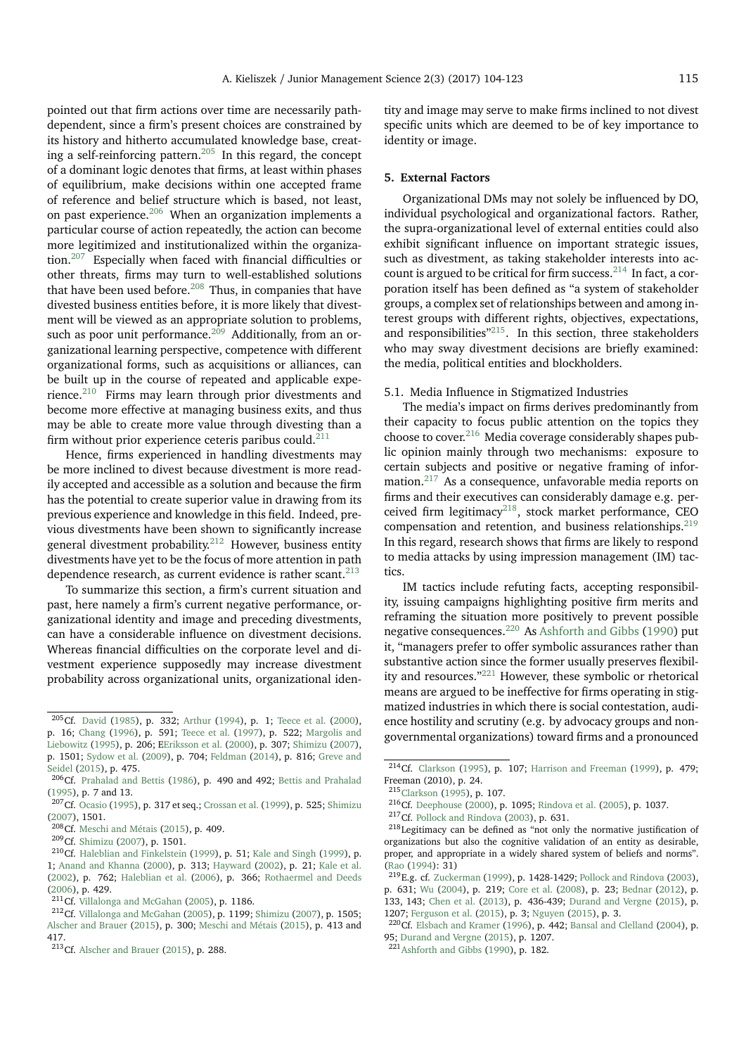pointed out that firm actions over time are necessarily path-dependent, since a firm's present choices are constrained by its history and hitherto accumulated knowledge base, creating a self-reinforcing pattern.[205] In this regard, the concept of a dominant logic denotes that firms, at least within phases of equilibrium, make decisions within one accepted frame of reference and belief structure which is based, not least, on past experience.[206] When an organization implements a particular course of action repeatedly, the action can become more legitimized and institutionalized within the organization.[207] Especially when faced with financial difficulties or other threats, firms may turn to well-established solutions that have been used before.[208] Thus, in companies that have divested business entities before, it is more likely that divestment will be viewed as an appropriate solution to problems, such as poor unit performance.[209] Additionally, from an organizational learning perspective, competence with different organizational forms, such as acquisitions or alliances, can be built up in the course of repeated and applicable experience.[210] Firms may learn through prior divestments and become more effective at managing business exits, and thus may be able to create more value through divesting than a firm without prior experience ceteris paribus could.[211]

Hence, firms experienced in handling divestments may be more inclined to divest because divestment is more readily accepted and accessible as a solution and because the firm has the potential to create superior value in drawing from its previous experience and knowledge in this field. Indeed, previous divestments have been shown to significantly increase general divestment probability.[212] However, business entity divestments have yet to be the focus of more attention in path dependence research, as current evidence is rather scant.[213]

To summarize this section, a firm's current situation and past, here namely a firm's current negative performance, organizational identity and image and preceding divestments, can have a considerable influence on divestment decisions. Whereas financial difficulties on the corporate level and divestment experience supposedly may increase divestment probability across organizational units, organizational identity and image may serve to make firms inclined to not divest specific units which are deemed to be of key importance to identity or image.

## 5. External Factors

Organizational DMs may not solely be influenced by DO, individual psychological and organizational factors. Rather, the supra-organizational level of external entities could also exhibit significant influence on important strategic issues, such as divestment, as taking stakeholder interests into account is argued to be critical for firm success.[214] In fact, a corporation itself has been defined as "a system of stakeholder groups, a complex set of relationships between and among interest groups with different rights, objectives, expectations, and responsibilities"[215]. In this section, three stakeholders who may sway divestment decisions are briefly examined: the media, political entities and blockholders.

### 5.1. Media Influence in Stigmatized Industries

The media's impact on firms derives predominantly from their capacity to focus public attention on the topics they choose to cover.[216] Media coverage considerably shapes public opinion mainly through two mechanisms: exposure to certain subjects and positive or negative framing of information.[217] As a consequence, unfavorable media reports on firms and their executives can considerably damage e.g. perceived firm legitimacy[218], stock market performance, CEO compensation and retention, and business relationships.[219] In this regard, research shows that firms are likely to respond to media attacks by using impression management (IM) tactics.

IM tactics include refuting facts, accepting responsibility, issuing campaigns highlighting positive firm merits and reframing the situation more positively to prevent possible negative consequences.[220] As Ashforth and Gibbs (1990) put it, "managers prefer to offer symbolic assurances rather than substantive action since the former usually preserves flexibility and resources."[221] However, these symbolic or rhetorical means are argued to be ineffective for firms operating in stigmatized industries in which there is social contestation, audience hostility and scrutiny (e.g. by advocacy groups and non-governmental organizations) toward firms and a pronounced

---

[205] Cf. David (1985), p. 332; Arthur (1994), p. 1; Teece et al. (2000), p. 16; Chang (1996), p. 591; Teece et al. (1997), p. 522; Margolis and Liebowitz (1995), p. 206; EEriksson et al. (2000), p. 307; Shimizu (2007), p. 1501; Sydow et al. (2009), p. 704; Feldman (2014), p. 816; Greve and Seidel (2015), p. 475.

[206] Cf. Prahalad and Bettis (1986), p. 490 and 492; Bettis and Prahalad (1995), p. 7 and 13.

[207] Cf. Ocasio (1995), p. 317 et seq.; Crossan et al. (1999), p. 525; Shimizu (2007), 1501.

[208] Cf. Meschi and Métais (2015), p. 409.

[209] Cf. Shimizu (2007), p. 1501.

[210] Cf. Haleblian and Finkelstein (1999), p. 51; Kale and Singh (1999), p. 1; Anand and Khanna (2000), p. 313; Hayward (2002), p. 21; Kale et al. (2002), p. 762; Haleblian et al. (2006), p. 366; Rothaermel and Deeds (2006), p. 429.

[211] Cf. Villalonga and McGahan (2005), p. 1186.

[212] Cf. Villalonga and McGahan (2005), p. 1199; Shimizu (2007), p. 1505; Alscher and Brauer (2015), p. 300; Meschi and Métais (2015), p. 413 and 417.

[213] Cf. Alscher and Brauer (2015), p. 288.

[214] Cf. Clarkson (1995), p. 107; Harrison and Freeman (1999), p. 479; Freeman (2010), p. 24.

[215] Clarkson (1995), p. 107.

[216] Cf. Deephouse (2000), p. 1095; Rindova et al. (2005), p. 1037.

[217] Cf. Pollock and Rindova (2003), p. 631.

[218] Legitimacy can be defined as "not only the normative justification of organizations but also the cognitive validation of an entity as desirable, proper, and appropriate in a widely shared system of beliefs and norms". (Rao (1994): 31)

[219] E.g. cf. Zuckerman (1999), p. 1428-1429; Pollock and Rindova (2003), p. 631; Wu (2004), p. 219; Core et al. (2008), p. 23; Bednar (2012), p. 133, 143; Chen et al. (2013), p. 436-439; Durand and Vergne (2015), p. 1207; Ferguson et al. (2015), p. 3; Nguyen (2015), p. 3.

[220] Cf. Elsbach and Kramer (1996), p. 442; Bansal and Clelland (2004), p. 95; Durand and Vergne (2015), p. 1207.

[221] Ashforth and Gibbs (1990), p. 182.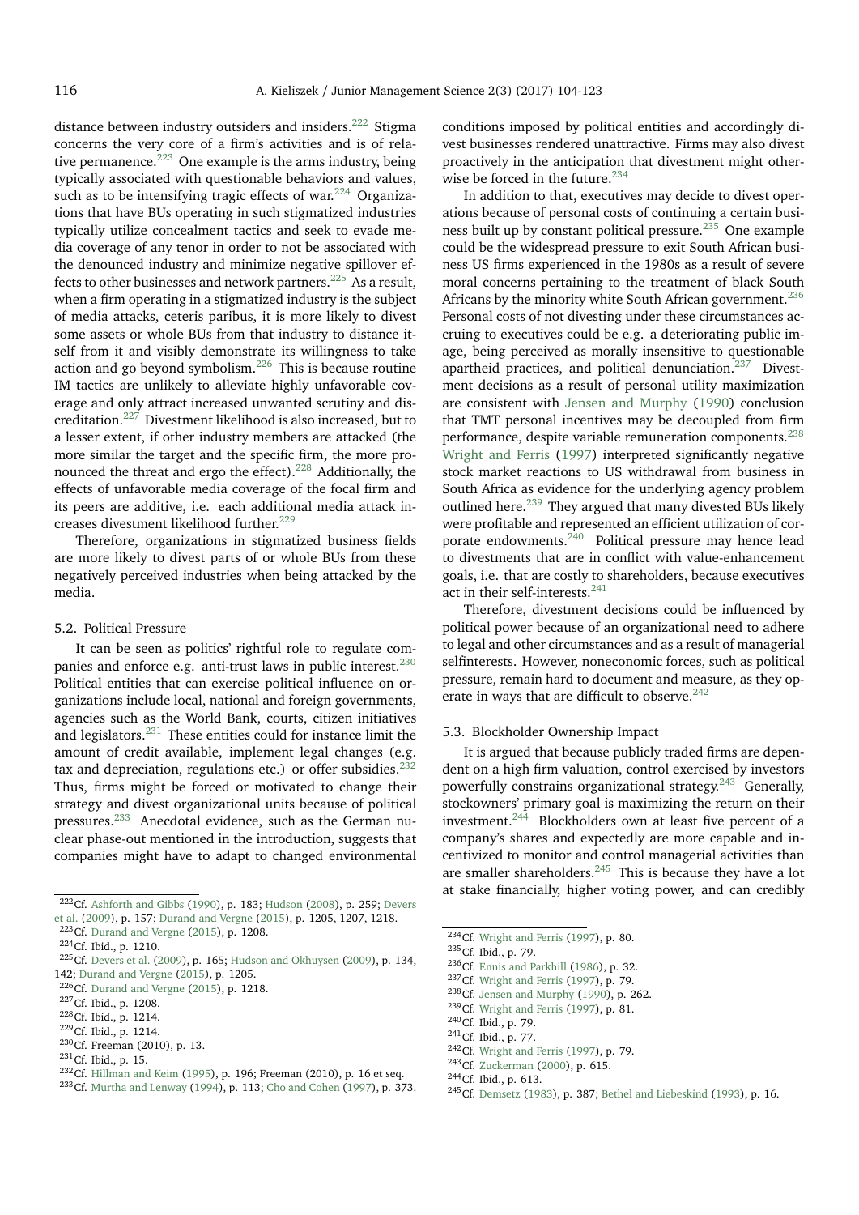distance between industry outsiders and insiders.[222] Stigma concerns the very core of a firm's activities and is of relative permanence.[223] One example is the arms industry, being typically associated with questionable behaviors and values, such as to be intensifying tragic effects of war.[224] Organizations that have BUs operating in such stigmatized industries typically utilize concealment tactics and seek to evade media coverage of any tenor in order to not be associated with the denounced industry and minimize negative spillover effects to other businesses and network partners.[225] As a result, when a firm operating in a stigmatized industry is the subject of media attacks, ceteris paribus, it is more likely to divest some assets or whole BUs from that industry to distance itself from it and visibly demonstrate its willingness to take action and go beyond symbolism.[226] This is because routine IM tactics are unlikely to alleviate highly unfavorable coverage and only attract increased unwanted scrutiny and discreditation.[227] Divestment likelihood is also increased, but to a lesser extent, if other industry members are attacked (the more similar the target and the specific firm, the more pronounced the threat and ergo the effect).[228] Additionally, the effects of unfavorable media coverage of the focal firm and its peers are additive, i.e. each additional media attack increases divestment likelihood further.[229]

Therefore, organizations in stigmatized business fields are more likely to divest parts of or whole BUs from these negatively perceived industries when being attacked by the media.

### 5.2. Political Pressure

It can be seen as politics' rightful role to regulate companies and enforce e.g. anti-trust laws in public interest.[230] Political entities that can exercise political influence on organizations include local, national and foreign governments, agencies such as the World Bank, courts, citizen initiatives and legislators.[231] These entities could for instance limit the amount of credit available, implement legal changes (e.g. tax and depreciation, regulations etc.) or offer subsidies.[232] Thus, firms might be forced or motivated to change their strategy and divest organizational units because of political pressures.[233] Anecdotal evidence, such as the German nuclear phase-out mentioned in the introduction, suggests that companies might have to adapt to changed environmental conditions imposed by political entities and accordingly divest businesses rendered unattractive. Firms may also divest proactively in the anticipation that divestment might otherwise be forced in the future.[234]

In addition to that, executives may decide to divest operations because of personal costs of continuing a certain business built up by constant political pressure.[235] One example could be the widespread pressure to exit South African business US firms experienced in the 1980s as a result of severe moral concerns pertaining to the treatment of black South Africans by the minority white South African government.[236] Personal costs of not divesting under these circumstances accruing to executives could be e.g. a deteriorating public image, being perceived as morally insensitive to questionable apartheid practices, and political denunciation.[237] Divestment decisions as a result of personal utility maximization are consistent with Jensen and Murphy (1990) conclusion that TMT personal incentives may be decoupled from firm performance, despite variable remuneration components.[238] Wright and Ferris (1997) interpreted significantly negative stock market reactions to US withdrawal from business in South Africa as evidence for the underlying agency problem outlined here.[239] They argued that many divested BUs likely were profitable and represented an efficient utilization of corporate endowments.[240] Political pressure may hence lead to divestments that are in conflict with value-enhancement goals, i.e. that are costly to shareholders, because executives act in their self-interests.[241]

Therefore, divestment decisions could be influenced by political power because of an organizational need to adhere to legal and other circumstances and as a result of managerial selfinterests. However, noneconomic forces, such as political pressure, remain hard to document and measure, as they operate in ways that are difficult to observe.[242]

### 5.3. Blockholder Ownership Impact

It is argued that because publicly traded firms are dependent on a high firm valuation, control exercised by investors powerfully constrains organizational strategy.[243] Generally, stockowners' primary goal is maximizing the return on their investment.[244] Blockholders own at least five percent of a company's shares and expectedly are more capable and incentivized to monitor and control managerial activities than are smaller shareholders.[245] This is because they have a lot at stake financially, higher voting power, and can credibly

---

[222] Cf. Ashforth and Gibbs (1990), p. 183; Hudson (2008), p. 259; Devers et al. (2009), p. 157; Durand and Vergne (2015), p. 1205, 1207, 1218.
[223] Cf. Durand and Vergne (2015), p. 1208.
[224] Cf. Ibid., p. 1210.
[225] Cf. Devers et al. (2009), p. 165; Hudson and Okhuysen (2009), p. 134, 142; Durand and Vergne (2015), p. 1205.
[226] Cf. Durand and Vergne (2015), p. 1218.
[227] Cf. Ibid., p. 1208.
[228] Cf. Ibid., p. 1214.
[229] Cf. Ibid., p. 1214.
[230] Cf. Freeman (2010), p. 13.
[231] Cf. Ibid., p. 15.
[232] Cf. Hillman and Keim (1995), p. 196; Freeman (2010), p. 16 et seq.
[233] Cf. Murtha and Lenway (1994), p. 113; Cho and Cohen (1997), p. 373.
[234] Cf. Wright and Ferris (1997), p. 80.
[235] Cf. Ibid., p. 79.
[236] Cf. Ennis and Parkhill (1986), p. 32.
[237] Cf. Wright and Ferris (1997), p. 79.
[238] Cf. Jensen and Murphy (1990), p. 262.
[239] Cf. Wright and Ferris (1997), p. 81.
[240] Cf. Ibid., p. 79.
[241] Cf. Ibid., p. 77.
[242] Cf. Wright and Ferris (1997), p. 79.
[243] Cf. Zuckerman (2000), p. 615.
[244] Cf. Ibid., p. 613.
[245] Cf. Demsetz (1983), p. 387; Bethel and Liebeskind (1993), p. 16.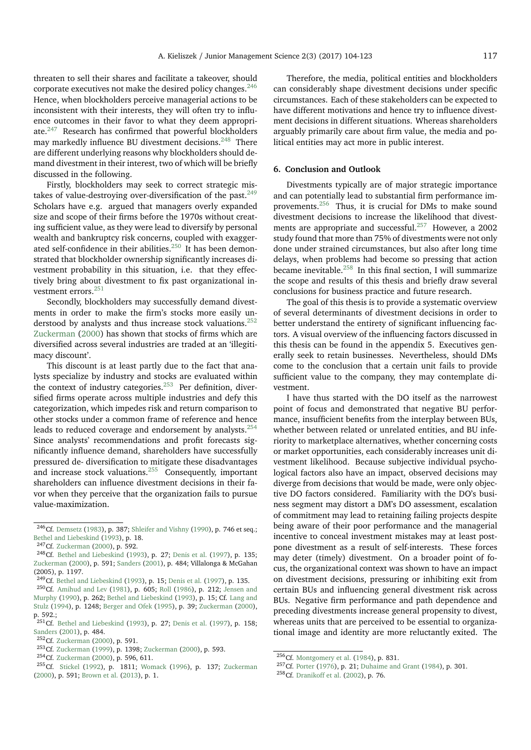threaten to sell their shares and facilitate a takeover, should corporate executives not make the desired policy changes.[246] Hence, when blockholders perceive managerial actions to be inconsistent with their interests, they will often try to influence outcomes in their favor to what they deem appropriate.[247] Research has confirmed that powerful blockholders may markedly influence BU divestment decisions.[248] There are different underlying reasons why blockholders should demand divestment in their interest, two of which will be briefly discussed in the following.

Firstly, blockholders may seek to correct strategic mistakes of value-destroying over-diversification of the past.[249] Scholars have e.g. argued that managers overly expanded size and scope of their firms before the 1970s without creating sufficient value, as they were lead to diversify by personal wealth and bankruptcy risk concerns, coupled with exaggerated self-confidence in their abilities.[250] It has been demonstrated that blockholder ownership significantly increases divestment probability in this situation, i.e. that they effectively bring about divestment to fix past organizational investment errors.[251]

Secondly, blockholders may successfully demand divestments in order to make the firm's stocks more easily understood by analysts and thus increase stock valuations.[252] Zuckerman (2000) has shown that stocks of firms which are diversified across several industries are traded at an 'illegitimacy discount'.

This discount is at least partly due to the fact that analysts specialize by industry and stocks are evaluated within the context of industry categories.[253] Per definition, diversified firms operate across multiple industries and defy this categorization, which impedes risk and return comparison to other stocks under a common frame of reference and hence leads to reduced coverage and endorsement by analysts.[254] Since analysts' recommendations and profit forecasts significantly influence demand, shareholders have successfully pressured de- diversification to mitigate these disadvantages and increase stock valuations.[255] Consequently, important shareholders can influence divestment decisions in their favor when they perceive that the organization fails to pursue value-maximization.

Therefore, the media, political entities and blockholders can considerably shape divestment decisions under specific circumstances. Each of these stakeholders can be expected to have different motivations and hence try to influence divestment decisions in different situations. Whereas shareholders arguably primarily care about firm value, the media and political entities may act more in public interest.

## 6. Conclusion and Outlook

Divestments typically are of major strategic importance and can potentially lead to substantial firm performance improvements.[256] Thus, it is crucial for DMs to make sound divestment decisions to increase the likelihood that divestments are appropriate and successful.[257] However, a 2002 study found that more than 75% of divestments were not only done under strained circumstances, but also after long time delays, when problems had become so pressing that action became inevitable.[258] In this final section, I will summarize the scope and results of this thesis and briefly draw several conclusions for business practice and future research.

The goal of this thesis is to provide a systematic overview of several determinants of divestment decisions in order to better understand the entirety of significant influencing factors. A visual overview of the influencing factors discussed in this thesis can be found in the appendix 5. Executives generally seek to retain businesses. Nevertheless, should DMs come to the conclusion that a certain unit fails to provide sufficient value to the company, they may contemplate divestment.

I have thus started with the DO itself as the narrowest point of focus and demonstrated that negative BU performance, insufficient benefits from the interplay between BUs, whether between related or unrelated entities, and BU inferiority to marketplace alternatives, whether concerning costs or market opportunities, each considerably increases unit divestment likelihood. Because subjective individual psychological factors also have an impact, observed decisions may diverge from decisions that would be made, were only objective DO factors considered. Familiarity with the DO's business segment may distort a DM's DO assessment, escalation of commitment may lead to retaining failing projects despite being aware of their poor performance and the managerial incentive to conceal investment mistakes may at least postpone divestment as a result of self-interests. These forces may deter (timely) divestment. On a broader point of focus, the organizational context was shown to have an impact on divestment decisions, pressuring or inhibiting exit from certain BUs and influencing general divestment risk across BUs. Negative firm performance and path dependence and preceding divestments increase general propensity to divest, whereas units that are perceived to be essential to organizational image and identity are more reluctantly exited. The

---

[246] Cf. Demsetz (1983), p. 387; Shleifer and Vishny (1990), p. 746 et seq.; Bethel and Liebeskind (1993), p. 18.

[247] Cf. Zuckerman (2000), p. 592.

[248] Cf. Bethel and Liebeskind (1993), p. 27; Denis et al. (1997), p. 135; Zuckerman (2000), p. 591; Sanders (2001), p. 484; Villalonga & McGahan (2005), p. 1197.

[249] Cf. Bethel and Liebeskind (1993), p. 15; Denis et al. (1997), p. 135.

[250] Cf. Amihud and Lev (1981), p. 605; Roll (1986), p. 212; Jensen and Murphy (1990), p. 262; Bethel and Liebeskind (1993), p. 15; Cf. Lang and Stulz (1994), p. 1248; Berger and Ofek (1995), p. 39; Zuckerman (2000), p. 592.;

[251] Cf. Bethel and Liebeskind (1993), p. 27; Denis et al. (1997), p. 158; Sanders (2001), p. 484.

[252] Cf. Zuckerman (2000), p. 591.

[253] Cf. Zuckerman (1999), p. 1398; Zuckerman (2000), p. 593.

[254] Cf. Zuckerman (2000), p. 596, 611.

[255] Cf. Stickel (1992), p. 1811; Womack (1996), p. 137; Zuckerman (2000), p. 591; Brown et al. (2013), p. 1.

[256] Cf. Montgomery et al. (1984), p. 831.

[257] Cf. Porter (1976), p. 21; Duhaime and Grant (1984), p. 301.

[258] Cf. Dranikoff et al. (2002), p. 76.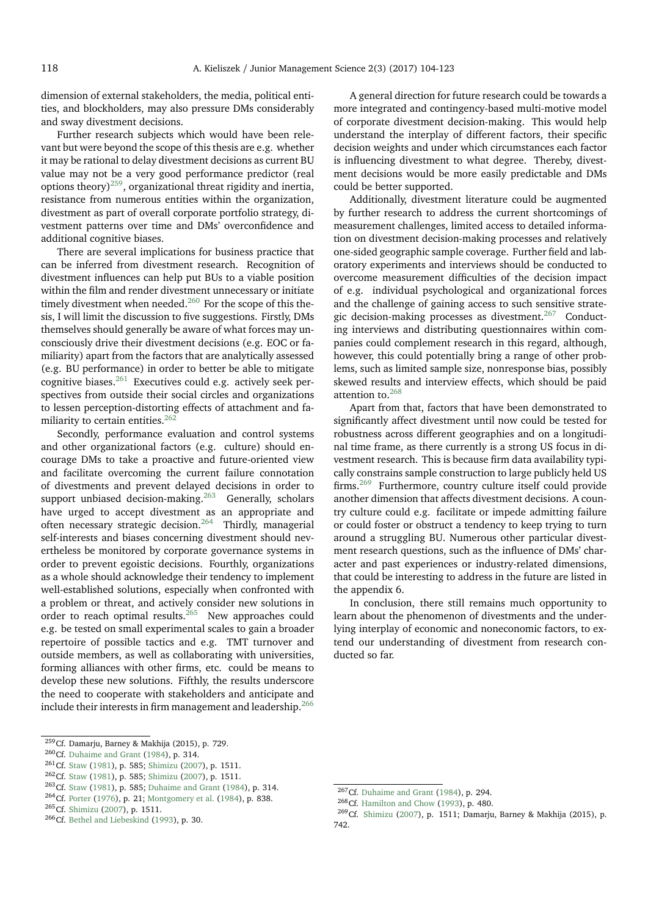dimension of external stakeholders, the media, political entities, and blockholders, may also pressure DMs considerably and sway divestment decisions.

Further research subjects which would have been relevant but were beyond the scope of this thesis are e.g. whether it may be rational to delay divestment decisions as current BU value may not be a very good performance predictor (real options theory)[259], organizational threat rigidity and inertia, resistance from numerous entities within the organization, divestment as part of overall corporate portfolio strategy, divestment patterns over time and DMs' overconfidence and additional cognitive biases.

There are several implications for business practice that can be inferred from divestment research. Recognition of divestment influences can help put BUs to a viable position within the film and render divestment unnecessary or initiate timely divestment when needed.[260] For the scope of this thesis, I will limit the discussion to five suggestions. Firstly, DMs themselves should generally be aware of what forces may unconsciously drive their divestment decisions (e.g. EOC or familiarity) apart from the factors that are analytically assessed (e.g. BU performance) in order to better be able to mitigate cognitive biases.[261] Executives could e.g. actively seek perspectives from outside their social circles and organizations to lessen perception-distorting effects of attachment and familiarity to certain entities.[262]

Secondly, performance evaluation and control systems and other organizational factors (e.g. culture) should encourage DMs to take a proactive and future-oriented view and facilitate overcoming the current failure connotation of divestments and prevent delayed decisions in order to support unbiased decision-making.[263] Generally, scholars have urged to accept divestment as an appropriate and often necessary strategic decision.[264] Thirdly, managerial self-interests and biases concerning divestment should nevertheless be monitored by corporate governance systems in order to prevent egoistic decisions. Fourthly, organizations as a whole should acknowledge their tendency to implement well-established solutions, especially when confronted with a problem or threat, and actively consider new solutions in order to reach optimal results.[265] New approaches could e.g. be tested on small experimental scales to gain a broader repertoire of possible tactics and e.g. TMT turnover and outside members, as well as collaborating with universities, forming alliances with other firms, etc. could be means to develop these new solutions. Fifthly, the results underscore the need to cooperate with stakeholders and anticipate and include their interests in firm management and leadership.[266]

A general direction for future research could be towards a more integrated and contingency-based multi-motive model of corporate divestment decision-making. This would help understand the interplay of different factors, their specific decision weights and under which circumstances each factor is influencing divestment to what degree. Thereby, divestment decisions would be more easily predictable and DMs could be better supported.

Additionally, divestment literature could be augmented by further research to address the current shortcomings of measurement challenges, limited access to detailed information on divestment decision-making processes and relatively one-sided geographic sample coverage. Further field and laboratory experiments and interviews should be conducted to overcome measurement difficulties of the decision impact of e.g. individual psychological and organizational forces and the challenge of gaining access to such sensitive strategic decision-making processes as divestment.[267] Conducting interviews and distributing questionnaires within companies could complement research in this regard, although, however, this could potentially bring a range of other problems, such as limited sample size, nonresponse bias, possibly skewed results and interview effects, which should be paid attention to.[268]

Apart from that, factors that have been demonstrated to significantly affect divestment until now could be tested for robustness across different geographies and on a longitudinal time frame, as there currently is a strong US focus in divestment research. This is because firm data availability typically constrains sample construction to large publicly held US firms.[269] Furthermore, country culture itself could provide another dimension that affects divestment decisions. A country culture could e.g. facilitate or impede admitting failure or could foster or obstruct a tendency to keep trying to turn around a struggling BU. Numerous other particular divestment research questions, such as the influence of DMs' character and past experiences or industry-related dimensions, that could be interesting to address in the future are listed in the appendix 6.

In conclusion, there still remains much opportunity to learn about the phenomenon of divestments and the underlying interplay of economic and noneconomic factors, to extend our understanding of divestment from research conducted so far.

---

[259] Cf. Damarju, Barney & Makhija (2015), p. 729.

[260] Cf. Duhaime and Grant (1984), p. 314.

[261] Cf. Staw (1981), p. 585; Shimizu (2007), p. 1511.

[262] Cf. Staw (1981), p. 585; Shimizu (2007), p. 1511.

[263] Cf. Staw (1981), p. 585; Duhaime and Grant (1984), p. 314.

[264] Cf. Porter (1976), p. 21; Montgomery et al. (1984), p. 838.

[265] Cf. Shimizu (2007), p. 1511.

[266] Cf. Bethel and Liebeskind (1993), p. 30.

[267] Cf. Duhaime and Grant (1984), p. 294.

[268] Cf. Hamilton and Chow (1993), p. 480.

[269] Cf. Shimizu (2007), p. 1511; Damarju, Barney & Makhija (2015), p. 742.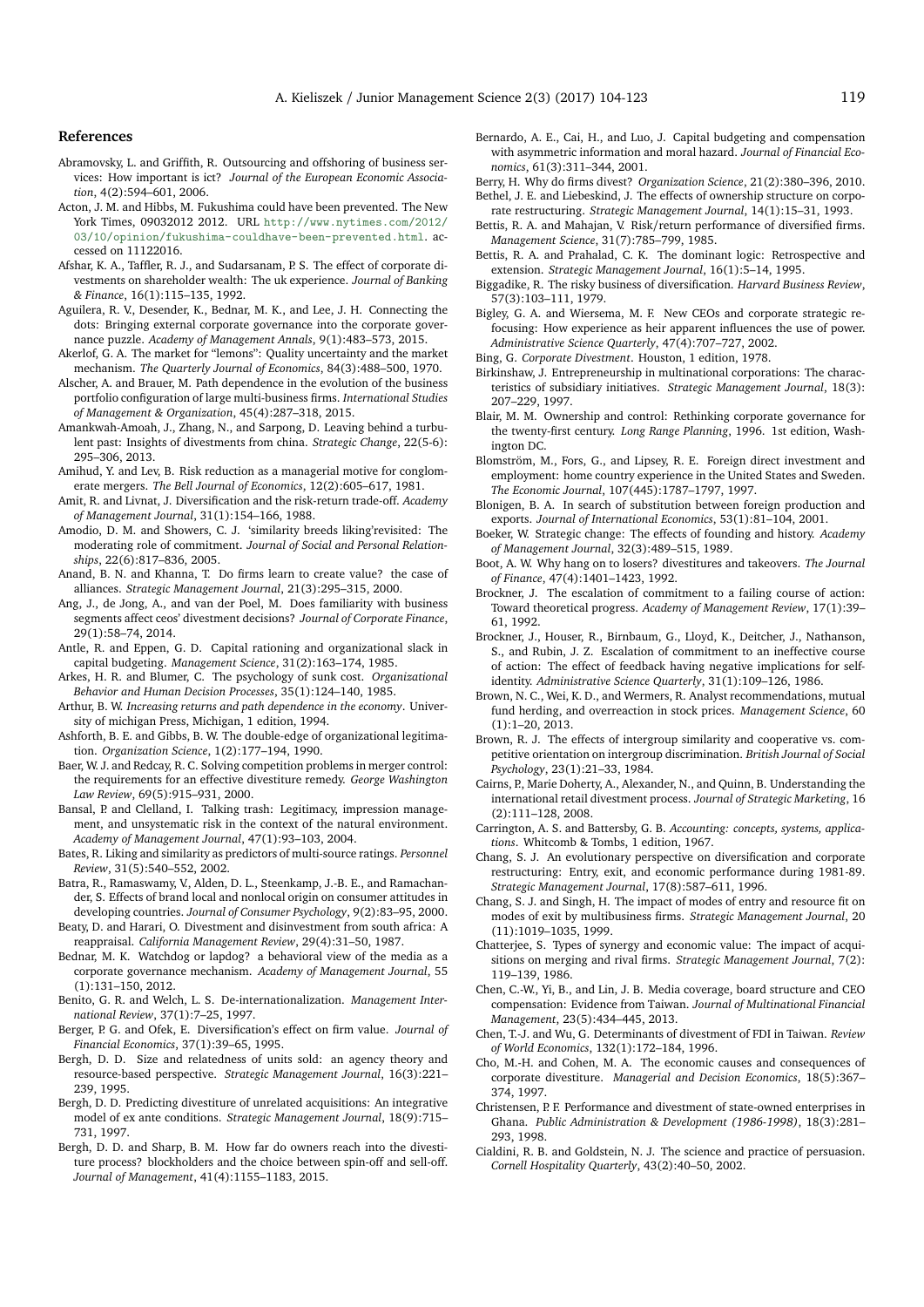## References

Abramovsky, L. and Griffith, R. Outsourcing and offshoring of business services: How important is ict? *Journal of the European Economic Association*, 4(2):594–601, 2006.

Acton, J. M. and Hibbs, M. Fukushima could have been prevented. The New York Times, 09032012 2012. URL http://www.nytimes.com/2012/03/10/opinion/fukushima-couldhave-been-prevented.html. accessed on 11122016.

Afshar, K. A., Taffler, R. J., and Sudarsanam, P. S. The effect of corporate divestments on shareholder wealth: The uk experience. *Journal of Banking & Finance*, 16(1):115–135, 1992.

Aguilera, R. V., Desender, K., Bednar, M. K., and Lee, J. H. Connecting the dots: Bringing external corporate governance into the corporate governance puzzle. *Academy of Management Annals*, 9(1):483–573, 2015.

Akerlof, G. A. The market for "lemons": Quality uncertainty and the market mechanism. *The Quarterly Journal of Economics*, 84(3):488–500, 1970.

Alscher, A. and Brauer, M. Path dependence in the evolution of the business portfolio configuration of large multi-business firms. *International Studies of Management & Organization*, 45(4):287–318, 2015.

Amankwah-Amoah, J., Zhang, N., and Sarpong, D. Leaving behind a turbulent past: Insights of divestments from china. *Strategic Change*, 22(5-6):295–306, 2013.

Amihud, Y. and Lev, B. Risk reduction as a managerial motive for conglomerate mergers. *The Bell Journal of Economics*, 12(2):605–617, 1981.

Amit, R. and Livnat, J. Diversification and the risk-return trade-off. *Academy of Management Journal*, 31(1):154–166, 1988.

Amodio, D. M. and Showers, C. J. 'similarity breeds liking'revisited: The moderating role of commitment. *Journal of Social and Personal Relationships*, 22(6):817–836, 2005.

Anand, B. N. and Khanna, T. Do firms learn to create value? the case of alliances. *Strategic Management Journal*, 21(3):295–315, 2000.

Ang, J., de Jong, A., and van der Poel, M. Does familiarity with business segments affect ceos' divestment decisions? *Journal of Corporate Finance*, 29(1):58–74, 2014.

Antle, R. and Eppen, G. D. Capital rationing and organizational slack in capital budgeting. *Management Science*, 31(2):163–174, 1985.

Arkes, H. R. and Blumer, C. The psychology of sunk cost. *Organizational Behavior and Human Decision Processes*, 35(1):124–140, 1985.

Arthur, B. W. *Increasing returns and path dependence in the economy*. University of michigan Press, Michigan, 1 edition, 1994.

Ashforth, B. E. and Gibbs, B. W. The double-edge of organizational legitimation. *Organization Science*, 1(2):177–194, 1990.

Baer, W. J. and Redcay, R. C. Solving competition problems in merger control: the requirements for an effective divestiture remedy. *George Washington Law Review*, 69(5):915–931, 2000.

Bansal, P. and Clelland, I. Talking trash: Legitimacy, impression management, and unsystematic risk in the context of the natural environment. *Academy of Management Journal*, 47(1):93–103, 2004.

Bates, R. Liking and similarity as predictors of multi-source ratings. *Personnel Review*, 31(5):540–552, 2002.

Batra, R., Ramaswamy, V., Alden, D. L., Steenkamp, J.-B. E., and Ramachander, S. Effects of brand local and nonlocal origin on consumer attitudes in developing countries. *Journal of Consumer Psychology*, 9(2):83–95, 2000.

Beaty, D. and Harari, O. Divestment and disinvestment from south africa: A reappraisal. *California Management Review*, 29(4):31–50, 1987.

Bednar, M. K. Watchdog or lapdog? a behavioral view of the media as a corporate governance mechanism. *Academy of Management Journal*, 55 (1):131–150, 2012.

Benito, G. R. and Welch, L. S. De-internationalization. *Management International Review*, 37(1):7–25, 1997.

Berger, P. G. and Ofek, E. Diversification's effect on firm value. *Journal of Financial Economics*, 37(1):39–65, 1995.

Bergh, D. D. Size and relatedness of units sold: an agency theory and resource-based perspective. *Strategic Management Journal*, 16(3):221–239, 1995.

Bergh, D. D. Predicting divestiture of unrelated acquisitions: An integrative model of ex ante conditions. *Strategic Management Journal*, 18(9):715–731, 1997.

Bergh, D. D. and Sharp, B. M. How far do owners reach into the divestiture process? blockholders and the choice between spin-off and sell-off. *Journal of Management*, 41(4):1155–1183, 2015.

Bernardo, A. E., Cai, H., and Luo, J. Capital budgeting and compensation with asymmetric information and moral hazard. *Journal of Financial Economics*, 61(3):311–344, 2001.

Berry, H. Why do firms divest? *Organization Science*, 21(2):380–396, 2010.

Bethel, J. E. and Liebeskind, J. The effects of ownership structure on corporate restructuring. *Strategic Management Journal*, 14(1):15–31, 1993.

Bettis, R. A. and Mahajan, V. Risk/return performance of diversified firms. *Management Science*, 31(7):785–799, 1985.

Bettis, R. A. and Prahalad, C. K. The dominant logic: Retrospective and extension. *Strategic Management Journal*, 16(1):5–14, 1995.

Biggadike, R. The risky business of diversification. *Harvard Business Review*, 57(3):103–111, 1979.

Bigley, G. A. and Wiersema, M. F. New CEOs and corporate strategic refocusing: How experience as heir apparent influences the use of power. *Administrative Science Quarterly*, 47(4):707–727, 2002.

Bing, G. *Corporate Divestment*. Houston, 1 edition, 1978.

Birkinshaw, J. Entrepreneurship in multinational corporations: The characteristics of subsidiary initiatives. *Strategic Management Journal*, 18(3):207–229, 1997.

Blair, M. M. Ownership and control: Rethinking corporate governance for the twenty-first century. *Long Range Planning*, 1996. 1st edition, Washington DC.

Blomström, M., Fors, G., and Lipsey, R. E. Foreign direct investment and employment: home country experience in the United States and Sweden. *The Economic Journal*, 107(445):1787–1797, 1997.

Blonigen, B. A. In search of substitution between foreign production and exports. *Journal of International Economics*, 53(1):81–104, 2001.

Boeker, W. Strategic change: The effects of founding and history. *Academy of Management Journal*, 32(3):489–515, 1989.

Boot, A. W. Why hang on to losers? divestitures and takeovers. *The Journal of Finance*, 47(4):1401–1423, 1992.

Brockner, J. The escalation of commitment to a failing course of action: Toward theoretical progress. *Academy of Management Review*, 17(1):39–61, 1992.

Brockner, J., Houser, R., Birnbaum, G., Lloyd, K., Deitcher, J., Nathanson, S., and Rubin, J. Z. Escalation of commitment to an ineffective course of action: The effect of feedback having negative implications for self-identity. *Administrative Science Quarterly*, 31(1):109–126, 1986.

Brown, N. C., Wei, K. D., and Wermers, R. Analyst recommendations, mutual fund herding, and overreaction in stock prices. *Management Science*, 60 (1):1–20, 2013.

Brown, R. J. The effects of intergroup similarity and cooperative vs. competitive orientation on intergroup discrimination. *British Journal of Social Psychology*, 23(1):21–33, 1984.

Cairns, P., Marie Doherty, A., Alexander, N., and Quinn, B. Understanding the international retail divestment process. *Journal of Strategic Marketing*, 16 (2):111–128, 2008.

Carrington, A. S. and Battersby, G. B. *Accounting: concepts, systems, applications*. Whitcomb & Tombs, 1 edition, 1967.

Chang, S. J. An evolutionary perspective on diversification and corporate restructuring: Entry, exit, and economic performance during 1981-89. *Strategic Management Journal*, 17(8):587–611, 1996.

Chang, S. J. and Singh, H. The impact of modes of entry and resource fit on modes of exit by multibusiness firms. *Strategic Management Journal*, 20 (11):1019–1035, 1999.

Chatterjee, S. Types of synergy and economic value: The impact of acquisitions on merging and rival firms. *Strategic Management Journal*, 7(2):119–139, 1986.

Chen, C.-W., Yi, B., and Lin, J. B. Media coverage, board structure and CEO compensation: Evidence from Taiwan. *Journal of Multinational Financial Management*, 23(5):434–445, 2013.

Chen, T.-J. and Wu, G. Determinants of divestment of FDI in Taiwan. *Review of World Economics*, 132(1):172–184, 1996.

Cho, M.-H. and Cohen, M. A. The economic causes and consequences of corporate divestiture. *Managerial and Decision Economics*, 18(5):367–374, 1997.

Christensen, P. F. Performance and divestment of state-owned enterprises in Ghana. *Public Administration & Development (1986-1998)*, 18(3):281–293, 1998.

Cialdini, R. B. and Goldstein, N. J. The science and practice of persuasion. *Cornell Hospitality Quarterly*, 43(2):40–50, 2002.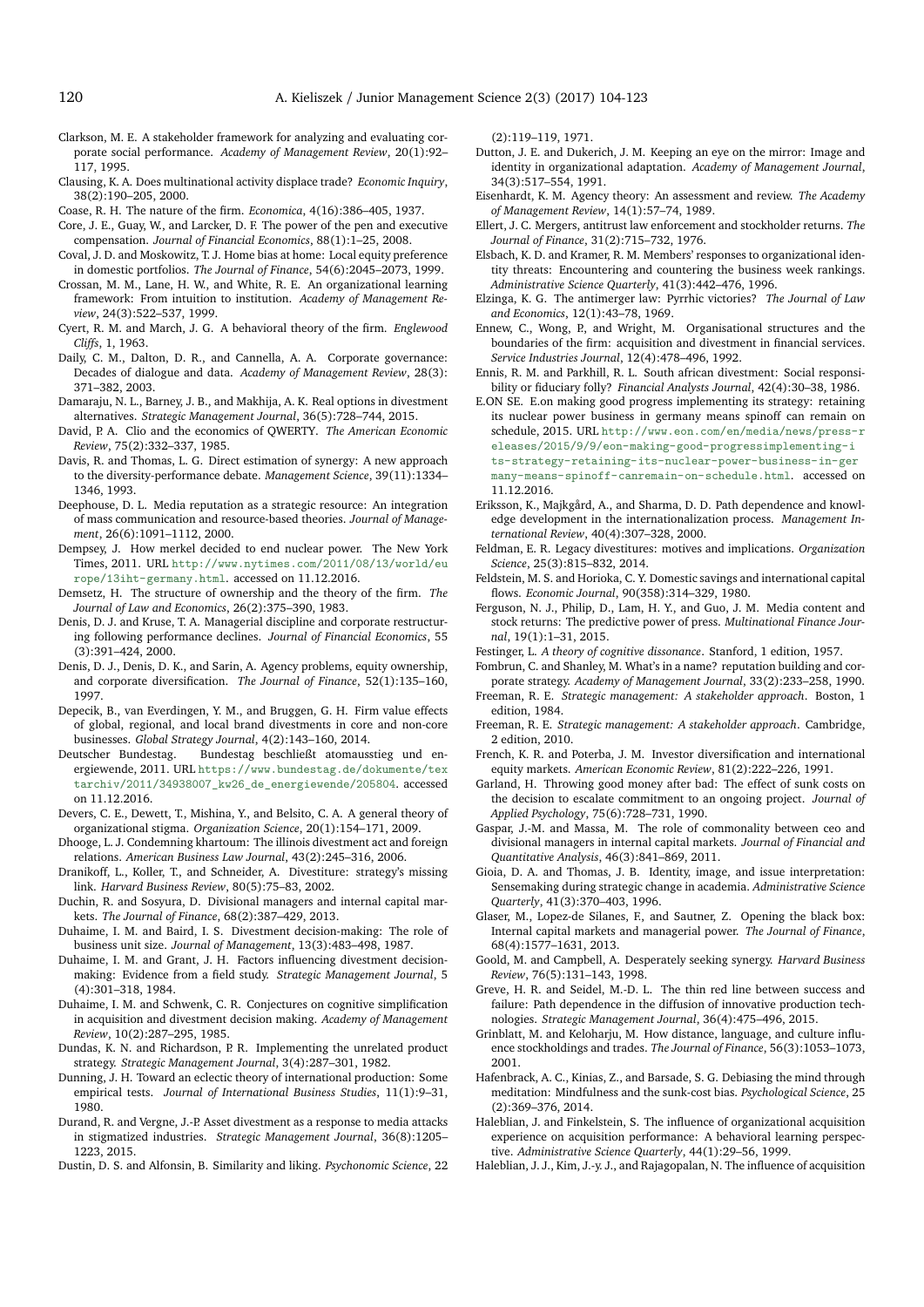Clarkson, M. E. A stakeholder framework for analyzing and evaluating corporate social performance. *Academy of Management Review*, 20(1):92–117, 1995.

Clausing, K. A. Does multinational activity displace trade? *Economic Inquiry*, 38(2):190–205, 2000.

Coase, R. H. The nature of the firm. *Economica*, 4(16):386–405, 1937.

Core, J. E., Guay, W., and Larcker, D. F. The power of the pen and executive compensation. *Journal of Financial Economics*, 88(1):1–25, 2008.

Coval, J. D. and Moskowitz, T. J. Home bias at home: Local equity preference in domestic portfolios. *The Journal of Finance*, 54(6):2045–2073, 1999.

Crossan, M. M., Lane, H. W., and White, R. E. An organizational learning framework: From intuition to institution. *Academy of Management Review*, 24(3):522–537, 1999.

Cyert, R. M. and March, J. G. A behavioral theory of the firm. *Englewood Cliffs*, 1, 1963.

Daily, C. M., Dalton, D. R., and Cannella, A. A. Corporate governance: Decades of dialogue and data. *Academy of Management Review*, 28(3): 371–382, 2003.

Damaraju, N. L., Barney, J. B., and Makhija, A. K. Real options in divestment alternatives. *Strategic Management Journal*, 36(5):728–744, 2015.

David, P. A. Clio and the economics of QWERTY. *The American Economic Review*, 75(2):332–337, 1985.

Davis, R. and Thomas, L. G. Direct estimation of synergy: A new approach to the diversity-performance debate. *Management Science*, 39(11):1334–1346, 1993.

Deephouse, D. L. Media reputation as a strategic resource: An integration of mass communication and resource-based theories. *Journal of Management*, 26(6):1091–1112, 2000.

Dempsey, J. How merkel decided to end nuclear power. The New York Times, 2011. URL http://www.nytimes.com/2011/08/13/world/europe/13iht-germany.html. accessed on 11.12.2016.

Demsetz, H. The structure of ownership and the theory of the firm. *The Journal of Law and Economics*, 26(2):375–390, 1983.

Denis, D. J. and Kruse, T. A. Managerial discipline and corporate restructuring following performance declines. *Journal of Financial Economics*, 55 (3):391–424, 2000.

Denis, D. J., Denis, D. K., and Sarin, A. Agency problems, equity ownership, and corporate diversification. *The Journal of Finance*, 52(1):135–160, 1997.

Depecik, B., van Everdingen, Y. M., and Bruggen, G. H. Firm value effects of global, regional, and local brand divestments in core and non-core businesses. *Global Strategy Journal*, 4(2):143–160, 2014.

Deutscher Bundestag. Bundestag beschließt atomausstieg und energiewende, 2011. URL https://www.bundestag.de/dokumente/textarchiv/2011/34938007_kw26_de_energiewende/205804. accessed on 11.12.2016.

Devers, C. E., Dewett, T., Mishina, Y., and Belsito, C. A. A general theory of organizational stigma. *Organization Science*, 20(1):154–171, 2009.

Dhooge, L. J. Condemning khartoum: The illinois divestment act and foreign relations. *American Business Law Journal*, 43(2):245–316, 2006.

Dranikoff, L., Koller, T., and Schneider, A. Divestiture: strategy's missing link. *Harvard Business Review*, 80(5):75–83, 2002.

Duchin, R. and Sosyura, D. Divisional managers and internal capital markets. *The Journal of Finance*, 68(2):387–429, 2013.

Duhaime, I. M. and Baird, I. S. Divestment decision-making: The role of business unit size. *Journal of Management*, 13(3):483–498, 1987.

Duhaime, I. M. and Grant, J. H. Factors influencing divestment decision-making: Evidence from a field study. *Strategic Management Journal*, 5 (4):301–318, 1984.

Duhaime, I. M. and Schwenk, C. R. Conjectures on cognitive simplification in acquisition and divestment decision making. *Academy of Management Review*, 10(2):287–295, 1985.

Dundas, K. N. and Richardson, P. R. Implementing the unrelated product strategy. *Strategic Management Journal*, 3(4):287–301, 1982.

Dunning, J. H. Toward an eclectic theory of international production: Some empirical tests. *Journal of International Business Studies*, 11(1):9–31, 1980.

Durand, R. and Vergne, J.-P. Asset divestment as a response to media attacks in stigmatized industries. *Strategic Management Journal*, 36(8):1205–1223, 2015.

Dustin, D. S. and Alfonsin, B. Similarity and liking. *Psychonomic Science*, 22 (2):119–119, 1971.

Dutton, J. E. and Dukerich, J. M. Keeping an eye on the mirror: Image and identity in organizational adaptation. *Academy of Management Journal*, 34(3):517–554, 1991.

Eisenhardt, K. M. Agency theory: An assessment and review. *The Academy of Management Review*, 14(1):57–74, 1989.

Ellert, J. C. Mergers, antitrust law enforcement and stockholder returns. *The Journal of Finance*, 31(2):715–732, 1976.

Elsbach, K. D. and Kramer, R. M. Members' responses to organizational identity threats: Encountering and countering the business week rankings. *Administrative Science Quarterly*, 41(3):442–476, 1996.

Elzinga, K. G. The antimerger law: Pyrrhic victories? *The Journal of Law and Economics*, 12(1):43–78, 1969.

Ennew, C., Wong, P., and Wright, M. Organisational structures and the boundaries of the firm: acquisition and divestment in financial services. *Service Industries Journal*, 12(4):478–496, 1992.

Ennis, R. M. and Parkhill, R. L. South african divestment: Social responsibility or fiduciary folly? *Financial Analysts Journal*, 42(4):30–38, 1986.

E.ON SE. E.on making good progress implementing its strategy: retaining its nuclear power business in germany means spinoff can remain on schedule, 2015. URL http://www.eon.com/en/media/news/press-releases/2015/9/9/eon-making-good-progressimplementing-its-strategy-retaining-its-nuclear-power-business-in-germany-means-spinoff-canremain-on-schedule.html. accessed on 11.12.2016.

Eriksson, K., Majkgård, A., and Sharma, D. D. Path dependence and knowledge development in the internationalization process. *Management International Review*, 40(4):307–328, 2000.

Feldman, E. R. Legacy divestitures: motives and implications. *Organization Science*, 25(3):815–832, 2014.

Feldstein, M. S. and Horioka, C. Y. Domestic savings and international capital flows. *Economic Journal*, 90(358):314–329, 1980.

Ferguson, N. J., Philip, D., Lam, H. Y., and Guo, J. M. Media content and stock returns: The predictive power of press. *Multinational Finance Journal*, 19(1):1–31, 2015.

Festinger, L. *A theory of cognitive dissonance*. Stanford, 1 edition, 1957.

Fombrun, C. and Shanley, M. What's in a name? reputation building and corporate strategy. *Academy of Management Journal*, 33(2):233–258, 1990.

Freeman, R. E. *Strategic management: A stakeholder approach*. Boston, 1 edition, 1984.

Freeman, R. E. *Strategic management: A stakeholder approach*. Cambridge, 2 edition, 2010.

French, K. R. and Poterba, J. M. Investor diversification and international equity markets. *American Economic Review*, 81(2):222–226, 1991.

Garland, H. Throwing good money after bad: The effect of sunk costs on the decision to escalate commitment to an ongoing project. *Journal of Applied Psychology*, 75(6):728–731, 1990.

Gaspar, J.-M. and Massa, M. The role of commonality between ceo and divisional managers in internal capital markets. *Journal of Financial and Quantitative Analysis*, 46(3):841–869, 2011.

Gioia, D. A. and Thomas, J. B. Identity, image, and issue interpretation: Sensemaking during strategic change in academia. *Administrative Science Quarterly*, 41(3):370–403, 1996.

Glaser, M., Lopez-de Silanes, F., and Sautner, Z. Opening the black box: Internal capital markets and managerial power. *The Journal of Finance*, 68(4):1577–1631, 2013.

Goold, M. and Campbell, A. Desperately seeking synergy. *Harvard Business Review*, 76(5):131–143, 1998.

Greve, H. R. and Seidel, M.-D. L. The thin red line between success and failure: Path dependence in the diffusion of innovative production technologies. *Strategic Management Journal*, 36(4):475–496, 2015.

Grinblatt, M. and Keloharju, M. How distance, language, and culture influence stockholdings and trades. *The Journal of Finance*, 56(3):1053–1073, 2001.

Hafenbrack, A. C., Kinias, Z., and Barsade, S. G. Debiasing the mind through meditation: Mindfulness and the sunk-cost bias. *Psychological Science*, 25 (2):369–376, 2014.

Haleblian, J. and Finkelstein, S. The influence of organizational acquisition experience on acquisition performance: A behavioral learning perspective. *Administrative Science Quarterly*, 44(1):29–56, 1999.

Haleblian, J. J., Kim, J.-y. J., and Rajagopalan, N. The influence of acquisition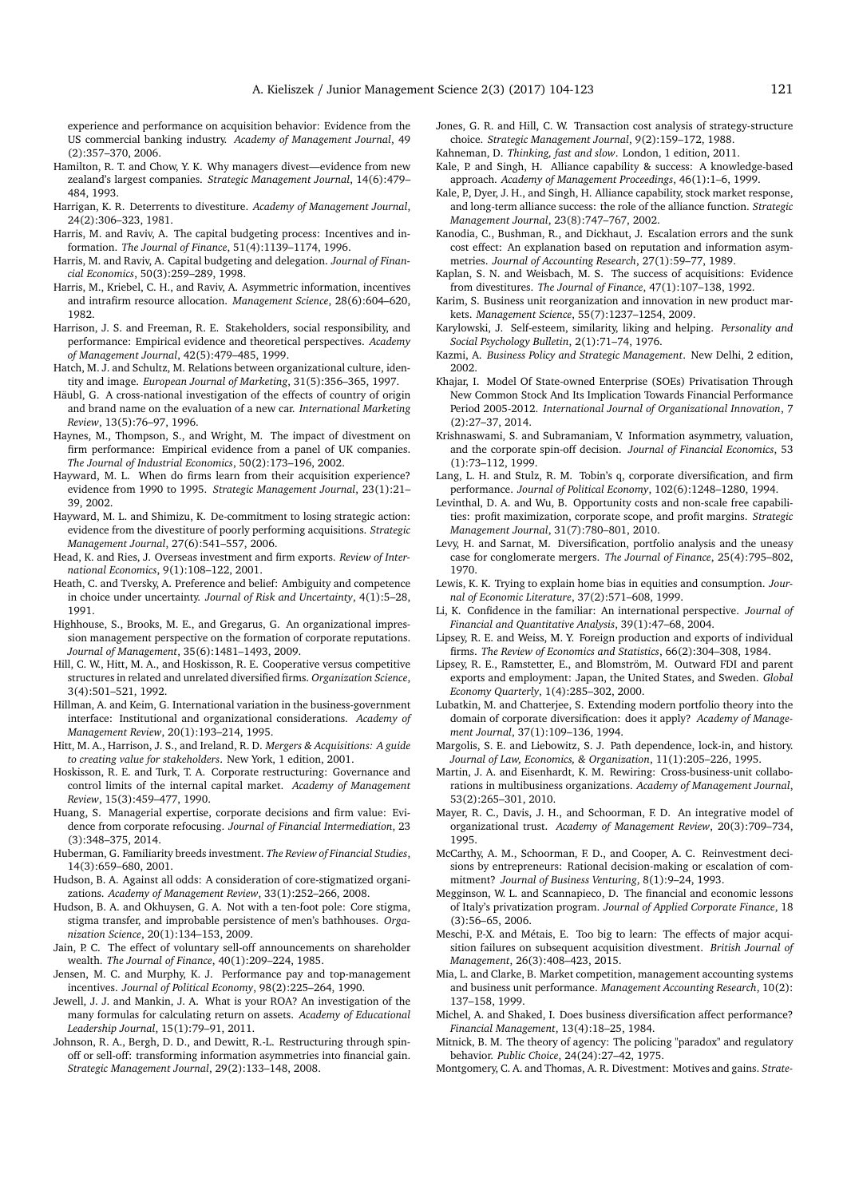experience and performance on acquisition behavior: Evidence from the US commercial banking industry. *Academy of Management Journal*, 49 (2):357–370, 2006.

Hamilton, R. T. and Chow, Y. K. Why managers divest—evidence from new zealand's largest companies. *Strategic Management Journal*, 14(6):479–484, 1993.

Harrigan, K. R. Deterrents to divestiture. *Academy of Management Journal*, 24(2):306–323, 1981.

Harris, M. and Raviv, A. The capital budgeting process: Incentives and information. *The Journal of Finance*, 51(4):1139–1174, 1996.

Harris, M. and Raviv, A. Capital budgeting and delegation. *Journal of Financial Economics*, 50(3):259–289, 1998.

Harris, M., Kriebel, C. H., and Raviv, A. Asymmetric information, incentives and intrafirm resource allocation. *Management Science*, 28(6):604–620, 1982.

Harrison, J. S. and Freeman, R. E. Stakeholders, social responsibility, and performance: Empirical evidence and theoretical perspectives. *Academy of Management Journal*, 42(5):479–485, 1999.

Hatch, M. J. and Schultz, M. Relations between organizational culture, identity and image. *European Journal of Marketing*, 31(5):356–365, 1997.

Häubl, G. A cross-national investigation of the effects of country of origin and brand name on the evaluation of a new car. *International Marketing Review*, 13(5):76–97, 1996.

Haynes, M., Thompson, S., and Wright, M. The impact of divestment on firm performance: Empirical evidence from a panel of UK companies. *The Journal of Industrial Economics*, 50(2):173–196, 2002.

Hayward, M. L. When do firms learn from their acquisition experience? evidence from 1990 to 1995. *Strategic Management Journal*, 23(1):21–39, 2002.

Hayward, M. L. and Shimizu, K. De-commitment to losing strategic action: evidence from the divestiture of poorly performing acquisitions. *Strategic Management Journal*, 27(6):541–557, 2006.

Head, K. and Ries, J. Overseas investment and firm exports. *Review of International Economics*, 9(1):108–122, 2001.

Heath, C. and Tversky, A. Preference and belief: Ambiguity and competence in choice under uncertainty. *Journal of Risk and Uncertainty*, 4(1):5–28, 1991.

Highhouse, S., Brooks, M. E., and Gregarus, G. An organizational impression management perspective on the formation of corporate reputations. *Journal of Management*, 35(6):1481–1493, 2009.

Hill, C. W., Hitt, M. A., and Hoskisson, R. E. Cooperative versus competitive structures in related and unrelated diversified firms. *Organization Science*, 3(4):501–521, 1992.

Hillman, A. and Keim, G. International variation in the business-government interface: Institutional and organizational considerations. *Academy of Management Review*, 20(1):193–214, 1995.

Hitt, M. A., Harrison, J. S., and Ireland, R. D. *Mergers & Acquisitions: A guide to creating value for stakeholders*. New York, 1 edition, 2001.

Hoskisson, R. E. and Turk, T. A. Corporate restructuring: Governance and control limits of the internal capital market. *Academy of Management Review*, 15(3):459–477, 1990.

Huang, S. Managerial expertise, corporate decisions and firm value: Evidence from corporate refocusing. *Journal of Financial Intermediation*, 23 (3):348–375, 2014.

Huberman, G. Familiarity breeds investment. *The Review of Financial Studies*, 14(3):659–680, 2001.

Hudson, B. A. Against all odds: A consideration of core-stigmatized organizations. *Academy of Management Review*, 33(1):252–266, 2008.

Hudson, B. A. and Okhuysen, G. A. Not with a ten-foot pole: Core stigma, stigma transfer, and improbable persistence of men's bathhouses. *Organization Science*, 20(1):134–153, 2009.

Jain, P. C. The effect of voluntary sell-off announcements on shareholder wealth. *The Journal of Finance*, 40(1):209–224, 1985.

Jensen, M. C. and Murphy, K. J. Performance pay and top-management incentives. *Journal of Political Economy*, 98(2):225–264, 1990.

Jewell, J. J. and Mankin, J. A. What is your ROA? An investigation of the many formulas for calculating return on assets. *Academy of Educational Leadership Journal*, 15(1):79–91, 2011.

Johnson, R. A., Bergh, D. D., and Dewitt, R.-L. Restructuring through spin-off or sell-off: transforming information asymmetries into financial gain. *Strategic Management Journal*, 29(2):133–148, 2008.

Jones, G. R. and Hill, C. W. Transaction cost analysis of strategy-structure choice. *Strategic Management Journal*, 9(2):159–172, 1988.

Kahneman, D. *Thinking, fast and slow*. London, 1 edition, 2011.

Kale, P. and Singh, H. Alliance capability & success: A knowledge-based approach. *Academy of Management Proceedings*, 46(1):1–6, 1999.

Kale, P., Dyer, J. H., and Singh, H. Alliance capability, stock market response, and long-term alliance success: the role of the alliance function. *Strategic Management Journal*, 23(8):747–767, 2002.

Kanodia, C., Bushman, R., and Dickhaut, J. Escalation errors and the sunk cost effect: An explanation based on reputation and information asymmetries. *Journal of Accounting Research*, 27(1):59–77, 1989.

Kaplan, S. N. and Weisbach, M. S. The success of acquisitions: Evidence from divestitures. *The Journal of Finance*, 47(1):107–138, 1992.

Karim, S. Business unit reorganization and innovation in new product markets. *Management Science*, 55(7):1237–1254, 2009.

Karylowski, J. Self-esteem, similarity, liking and helping. *Personality and Social Psychology Bulletin*, 2(1):71–74, 1976.

Kazmi, A. *Business Policy and Strategic Management*. New Delhi, 2 edition, 2002.

Khajar, I. Model Of State-owned Enterprise (SOEs) Privatisation Through New Common Stock And Its Implication Towards Financial Performance Period 2005-2012. *International Journal of Organizational Innovation*, 7 (2):27–37, 2014.

Krishnaswami, S. and Subramaniam, V. Information asymmetry, valuation, and the corporate spin-off decision. *Journal of Financial Economics*, 53 (1):73–112, 1999.

Lang, L. H. and Stulz, R. M. Tobin's q, corporate diversification, and firm performance. *Journal of Political Economy*, 102(6):1248–1280, 1994.

Levinthal, D. A. and Wu, B. Opportunity costs and non-scale free capabilities: profit maximization, corporate scope, and profit margins. *Strategic Management Journal*, 31(7):780–801, 2010.

Levy, H. and Sarnat, M. Diversification, portfolio analysis and the uneasy case for conglomerate mergers. *The Journal of Finance*, 25(4):795–802, 1970.

Lewis, K. K. Trying to explain home bias in equities and consumption. *Journal of Economic Literature*, 37(2):571–608, 1999.

Li, K. Confidence in the familiar: An international perspective. *Journal of Financial and Quantitative Analysis*, 39(1):47–68, 2004.

Lipsey, R. E. and Weiss, M. Y. Foreign production and exports of individual firms. *The Review of Economics and Statistics*, 66(2):304–308, 1984.

Lipsey, R. E., Ramstetter, E., and Blomström, M. Outward FDI and parent exports and employment: Japan, the United States, and Sweden. *Global Economy Quarterly*, 1(4):285–302, 2000.

Lubatkin, M. and Chatterjee, S. Extending modern portfolio theory into the domain of corporate diversification: does it apply? *Academy of Management Journal*, 37(1):109–136, 1994.

Margolis, S. E. and Liebowitz, S. J. Path dependence, lock-in, and history. *Journal of Law, Economics, & Organization*, 11(1):205–226, 1995.

Martin, J. A. and Eisenhardt, K. M. Rewiring: Cross-business-unit collaborations in multibusiness organizations. *Academy of Management Journal*, 53(2):265–301, 2010.

Mayer, R. C., Davis, J. H., and Schoorman, F. D. An integrative model of organizational trust. *Academy of Management Review*, 20(3):709–734, 1995.

McCarthy, A. M., Schoorman, F. D., and Cooper, A. C. Reinvestment decisions by entrepreneurs: Rational decision-making or escalation of commitment? *Journal of Business Venturing*, 8(1):9–24, 1993.

Megginson, W. L. and Scannapieco, D. The financial and economic lessons of Italy's privatization program. *Journal of Applied Corporate Finance*, 18 (3):56–65, 2006.

Meschi, P.-X. and Métais, E. Too big to learn: The effects of major acquisition failures on subsequent acquisition divestment. *British Journal of Management*, 26(3):408–423, 2015.

Mia, L. and Clarke, B. Market competition, management accounting systems and business unit performance. *Management Accounting Research*, 10(2): 137–158, 1999.

Michel, A. and Shaked, I. Does business diversification affect performance? *Financial Management*, 13(4):18–25, 1984.

Mitnick, B. M. The theory of agency: The policing "paradox" and regulatory behavior. *Public Choice*, 24(24):27–42, 1975.

Montgomery, C. A. and Thomas, A. R. Divestment: Motives and gains. *Strate-*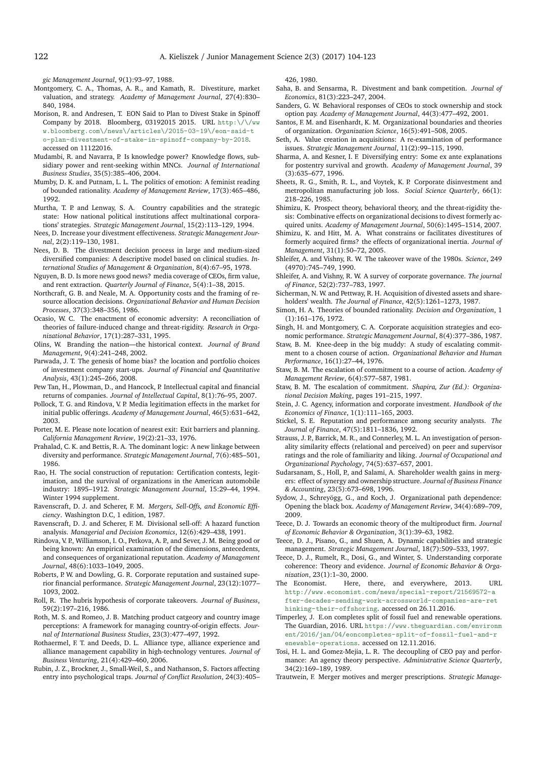*gic Management Journal*, 9(1):93–97, 1988.

Montgomery, C. A., Thomas, A. R., and Kamath, R. Divestiture, market valuation, and strategy. *Academy of Management Journal*, 27(4):830–840, 1984.

Morison, R. and Andresen, T. EON Said to Plan to Divest Stake in Spinoff Company by 2018. Bloomberg, 03192015 2015. URL http:\/\/www.bloomberg.com\/news\/articles\/2015-03-19\/eon-said-to-plan-divestment-of-stake-in-spinoff-company-by-2018. accessed on 11122016.

Mudambi, R. and Navarra, P. Is knowledge power? Knowledge flows, subsidiary power and rent-seeking within MNCs. *Journal of International Business Studies*, 35(5):385–406, 2004.

Mumby, D. K. and Putnam, L. L. The politics of emotion: A feminist reading of bounded rationality. *Academy of Management Review*, 17(3):465–486, 1992.

Murtha, T. P. and Lenway, S. A. Country capabilities and the strategic state: How national political institutions affect multinational corporations' strategies. *Strategic Management Journal*, 15(2):113–129, 1994.

Nees, D. Increase your divestment effectiveness. *Strategic Management Journal*, 2(2):119–130, 1981.

Nees, D. B. The divestment decision process in large and medium-sized diversified companies: A descriptive model based on clinical studies. *International Studies of Management & Organization*, 8(4):67–95, 1978.

Nguyen, B. D. Is more news good news? media coverage of CEOs, firm value, and rent extraction. *Quarterly Journal of Finance*, 5(4):1–38, 2015.

Northcraft, G. B. and Neale, M. A. Opportunity costs and the framing of resource allocation decisions. *Organizational Behavior and Human Decision Processes*, 37(3):348–356, 1986.

Ocasio, W. C. The enactment of economic adversity: A reconciliation of theories of failure-induced change and threat-rigidity. *Research in Organizational Behavior*, 17(1):287–331, 1995.

Olins, W. Branding the nation—the historical context. *Journal of Brand Management*, 9(4):241–248, 2002.

Parwada, J. T. The genesis of home bias? the location and portfolio choices of investment company start-ups. *Journal of Financial and Quantitative Analysis*, 43(1):245–266, 2008.

Pew Tan, H., Plowman, D., and Hancock, P. Intellectual capital and financial returns of companies. *Journal of Intellectual Capital*, 8(1):76–95, 2007.

Pollock, T. G. and Rindova, V. P. Media legitimation effects in the market for initial public offerings. *Academy of Management Journal*, 46(5):631–642, 2003.

Porter, M. E. Please note location of nearest exit: Exit barriers and planning. *California Management Review*, 19(2):21–33, 1976.

Prahalad, C. K. and Bettis, R. A. The dominant logic: A new linkage between diversity and performance. *Strategic Management Journal*, 7(6):485–501, 1986.

Rao, H. The social construction of reputation: Certification contests, legitimation, and the survival of organizations in the American automobile industry: 1895–1912. *Strategic Management Journal*, 15:29–44, 1994. Winter 1994 supplement.

Ravenscraft, D. J. and Scherer, F. M. *Mergers, Sell-Offs, and Economic Efficiency*. Washington D.C, 1 edition, 1987.

Ravenscraft, D. J. and Scherer, F. M. Divisional sell-off: A hazard function analysis. *Managerial and Decision Economics*, 12(6):429–438, 1991.

Rindova, V. P., Williamson, I. O., Petkova, A. P., and Sever, J. M. Being good or being known: An empirical examination of the dimensions, antecedents, and consequences of organizational reputation. *Academy of Management Journal*, 48(6):1033–1049, 2005.

Roberts, P. W. and Dowling, G. R. Corporate reputation and sustained superior financial performance. *Strategic Management Journal*, 23(12):1077–1093, 2002.

Roll, R. The hubris hypothesis of corporate takeovers. *Journal of Business*, 59(2):197–216, 1986.

Roth, M. S. and Romeo, J. B. Matching product catgeory and country image perceptions: A framework for managing country-of-origin effects. *Journal of International Business Studies*, 23(3):477–497, 1992.

Rothaermel, F. T. and Deeds, D. L. Alliance type, alliance experience and alliance management capability in high-technology ventures. *Journal of Business Venturing*, 21(4):429–460, 2006.

Rubin, J. Z., Brockner, J., Small-Weil, S., and Nathanson, S. Factors affecting entry into psychological traps. *Journal of Conflict Resolution*, 24(3):405–426, 1980.

Saha, B. and Sensarma, R. Divestment and bank competition. *Journal of Economics*, 81(3):223–247, 2004.

Sanders, G. W. Behavioral responses of CEOs to stock ownership and stock option pay. *Academy of Management Journal*, 44(3):477–492, 2001.

Santos, F. M. and Eisenhardt, K. M. Organizational boundaries and theories of organization. *Organization Science*, 16(5):491–508, 2005.

Seth, A. Value creation in acquisitions: A re-examination of performance issues. *Strategic Management Journal*, 11(2):99–115, 1990.

Sharma, A. and Kesner, I. F. Diversifying entry: Some ex ante explanations for postentry survival and growth. *Academy of Management Journal*, 39 (3):635–677, 1996.

Sheets, R. G., Smith, R. L., and Voytek, K. P. Corporate disinvestment and metropolitan manufacturing job loss. *Social Science Quarterly*, 66(1): 218–226, 1985.

Shimizu, K. Prospect theory, behavioral theory, and the threat-rigidity thesis: Combinative effects on organizational decisions to divest formerly acquired units. *Academy of Management Journal*, 50(6):1495–1514, 2007.

Shimizu, K. and Hitt, M. A. What constrains or facilitates divestitures of formerly acquired firms? the effects of organizational inertia. *Journal of Management*, 31(1):50–72, 2005.

Shleifer, A. and Vishny, R. W. The takeover wave of the 1980s. *Science*, 249 (4970):745–749, 1990.

Shleifer, A. and Vishny, R. W. A survey of corporate governance. *The journal of Finance*, 52(2):737–783, 1997.

Sicherman, N. W. and Pettway, R. H. Acquisition of divested assets and shareholders' wealth. *The Journal of Finance*, 42(5):1261–1273, 1987.

Simon, H. A. Theories of bounded rationality. *Decision and Organization*, 1 (1):161–176, 1972.

Singh, H. and Montgomery, C. A. Corporate acquisition strategies and economic performance. *Strategic Management Journal*, 8(4):377–386, 1987.

Staw, B. M. Knee-deep in the big muddy: A study of escalating commitment to a chosen course of action. *Organizational Behavior and Human Performance*, 16(1):27–44, 1976.

Staw, B. M. The escalation of commitment to a course of action. *Academy of Management Review*, 6(4):577–587, 1981.

Staw, B. M. The escalation of commitment. *Shapira, Zur (Ed.): Organizational Decision Making*, pages 191–215, 1997.

Stein, J. C. Agency, information and corporate investment. *Handbook of the Economics of Finance*, 1(1):111–165, 2003.

Stickel, S. E. Reputation and performance among security analysts. *The Journal of Finance*, 47(5):1811–1836, 1992.

Strauss, J. P., Barrick, M. R., and Connerley, M. L. An investigation of personality similarity effects (relational and perceived) on peer and supervisor ratings and the role of familiarity and liking. *Journal of Occupational and Organizational Psychology*, 74(5):637–657, 2001.

Sudarsanam, S., Holl, P., and Salami, A. Shareholder wealth gains in mergers: effect of synergy and ownership structure. *Journal of Business Finance & Accounting*, 23(5):673–698, 1996.

Sydow, J., Schreyögg, G., and Koch, J. Organizational path dependence: Opening the black box. *Academy of Management Review*, 34(4):689–709, 2009.

Teece, D. J. Towards an economic theory of the multiproduct firm. *Journal of Economic Behavior & Organization*, 3(1):39–63, 1982.

Teece, D. J., Pisano, G., and Shuen, A. Dynamic capabilities and strategic management. *Strategic Management Journal*, 18(7):509–533, 1997.

Teece, D. J., Rumelt, R., Dosi, G., and Winter, S. Understanding corporate coherence: Theory and evidence. *Journal of Economic Behavior & Organization*, 23(1):1–30, 2000.

The Economist. Here, there, and everywhere, 2013. URL http://www.economist.com/news/special-report/21569572-after-decades-sending-work-acrossworld-companies-are-rethinking-their-offshoring. accessed on 26.11.2016.

Timperley, J. E.on completes split of fossil fuel and renewable operations. The Guardian, 2016. URL https://www.theguardian.com/environment/2016/jan/04/eoncompletes-split-of-fossil-fuel-and-renewable-operations. accessed on 12.11.2016.

Tosi, H. L. and Gomez-Mejia, L. R. The decoupling of CEO pay and performance: An agency theory perspective. *Administrative Science Quarterly*, 34(2):169–189, 1989.

Trautwein, F. Merger motives and merger prescriptions. *Strategic Manage-*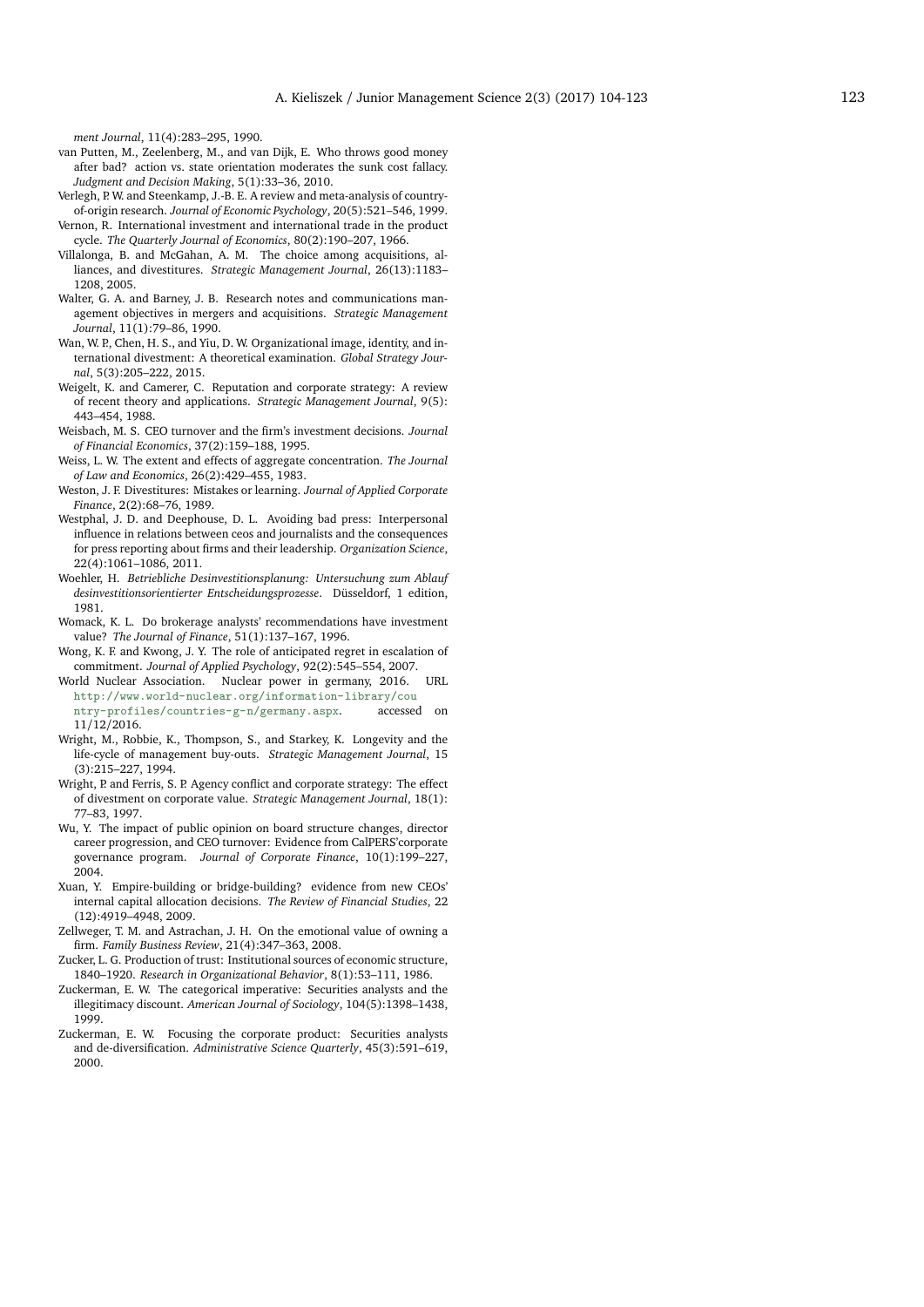*ment Journal*, 11(4):283–295, 1990.

van Putten, M., Zeelenberg, M., and van Dijk, E. Who throws good money after bad? action vs. state orientation moderates the sunk cost fallacy. *Judgment and Decision Making*, 5(1):33–36, 2010.

Verlegh, P. W. and Steenkamp, J.-B. E. A review and meta-analysis of country-of-origin research. *Journal of Economic Psychology*, 20(5):521–546, 1999.

Vernon, R. International investment and international trade in the product cycle. *The Quarterly Journal of Economics*, 80(2):190–207, 1966.

Villalonga, B. and McGahan, A. M. The choice among acquisitions, alliances, and divestitures. *Strategic Management Journal*, 26(13):1183–1208, 2005.

Walter, G. A. and Barney, J. B. Research notes and communications management objectives in mergers and acquisitions. *Strategic Management Journal*, 11(1):79–86, 1990.

Wan, W. P., Chen, H. S., and Yiu, D. W. Organizational image, identity, and international divestment: A theoretical examination. *Global Strategy Journal*, 5(3):205–222, 2015.

Weigelt, K. and Camerer, C. Reputation and corporate strategy: A review of recent theory and applications. *Strategic Management Journal*, 9(5): 443–454, 1988.

Weisbach, M. S. CEO turnover and the firm's investment decisions. *Journal of Financial Economics*, 37(2):159–188, 1995.

Weiss, L. W. The extent and effects of aggregate concentration. *The Journal of Law and Economics*, 26(2):429–455, 1983.

Weston, J. F. Divestitures: Mistakes or learning. *Journal of Applied Corporate Finance*, 2(2):68–76, 1989.

Westphal, J. D. and Deephouse, D. L. Avoiding bad press: Interpersonal influence in relations between ceos and journalists and the consequences for press reporting about firms and their leadership. *Organization Science*, 22(4):1061–1086, 2011.

Woehler, H. *Betriebliche Desinvestitionsplanung: Untersuchung zum Ablauf desinvestitionsorientierter Entscheidungsprozesse*. Düsseldorf, 1 edition, 1981.

Womack, K. L. Do brokerage analysts' recommendations have investment value? *The Journal of Finance*, 51(1):137–167, 1996.

Wong, K. F. and Kwong, J. Y. The role of anticipated regret in escalation of commitment. *Journal of Applied Psychology*, 92(2):545–554, 2007.

World Nuclear Association. Nuclear power in germany, 2016. URL http://www.world-nuclear.org/information-library/country-profiles/countries-g-n/germany.aspx. accessed on 11/12/2016.

Wright, M., Robbie, K., Thompson, S., and Starkey, K. Longevity and the life-cycle of management buy-outs. *Strategic Management Journal*, 15 (3):215–227, 1994.

Wright, P. and Ferris, S. P. Agency conflict and corporate strategy: The effect of divestment on corporate value. *Strategic Management Journal*, 18(1): 77–83, 1997.

Wu, Y. The impact of public opinion on board structure changes, director career progression, and CEO turnover: Evidence from CalPERS'corporate governance program. *Journal of Corporate Finance*, 10(1):199–227, 2004.

Xuan, Y. Empire-building or bridge-building? evidence from new CEOs' internal capital allocation decisions. *The Review of Financial Studies*, 22 (12):4919–4948, 2009.

Zellweger, T. M. and Astrachan, J. H. On the emotional value of owning a firm. *Family Business Review*, 21(4):347–363, 2008.

Zucker, L. G. Production of trust: Institutional sources of economic structure, 1840–1920. *Research in Organizational Behavior*, 8(1):53–111, 1986.

Zuckerman, E. W. The categorical imperative: Securities analysts and the illegitimacy discount. *American Journal of Sociology*, 104(5):1398–1438, 1999.

Zuckerman, E. W. Focusing the corporate product: Securities analysts and de-diversification. *Administrative Science Quarterly*, 45(3):591–619, 2000.